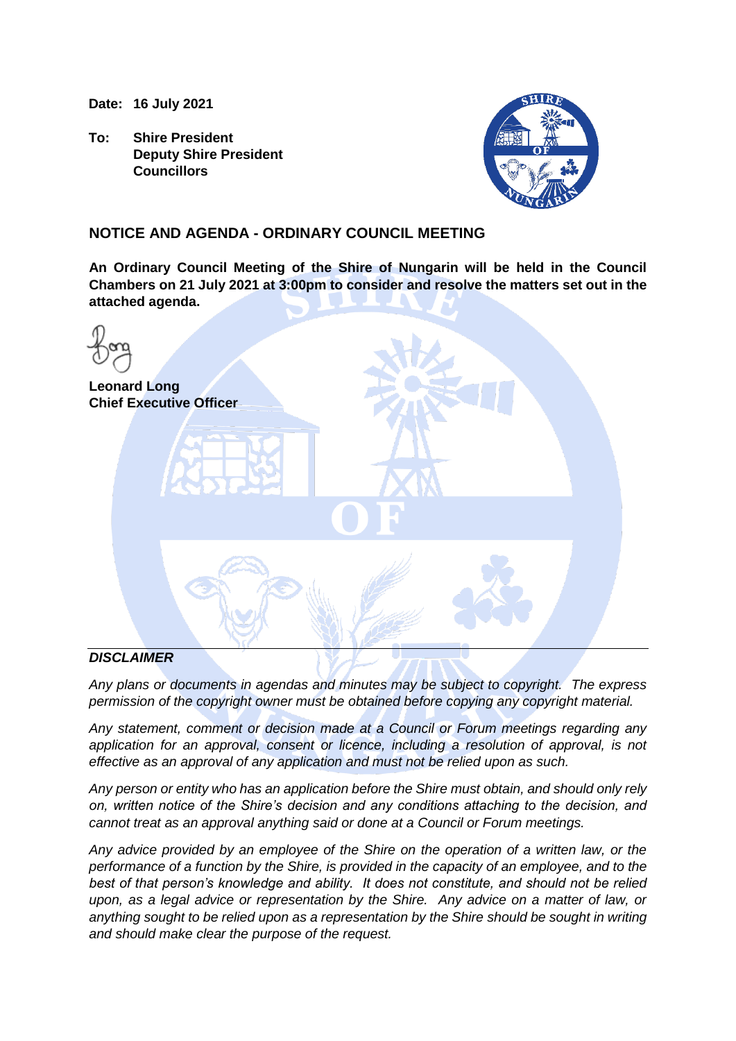**Date: 16 July 2021**

**To: Shire President**
**Deputy Shire President**
**Councillors**

## NOTICE AND AGENDA - ORDINARY COUNCIL MEETING

**An Ordinary Council Meeting of the Shire of Nungarin will be held in the Council Chambers on 21 July 2021 at 3:00pm to consider and resolve the matters set out in the attached agenda.**

**Leonard Long**
**Chief Executive Officer**

---

***DISCLAIMER***

*Any plans or documents in agendas and minutes may be subject to copyright. The express permission of the copyright owner must be obtained before copying any copyright material.*

*Any statement, comment or decision made at a Council or Forum meetings regarding any application for an approval, consent or licence, including a resolution of approval, is not effective as an approval of any application and must not be relied upon as such.*

*Any person or entity who has an application before the Shire must obtain, and should only rely on, written notice of the Shire's decision and any conditions attaching to the decision, and cannot treat as an approval anything said or done at a Council or Forum meetings.*

*Any advice provided by an employee of the Shire on the operation of a written law, or the performance of a function by the Shire, is provided in the capacity of an employee, and to the best of that person's knowledge and ability. It does not constitute, and should not be relied upon, as a legal advice or representation by the Shire. Any advice on a matter of law, or anything sought to be relied upon as a representation by the Shire should be sought in writing and should make clear the purpose of the request.*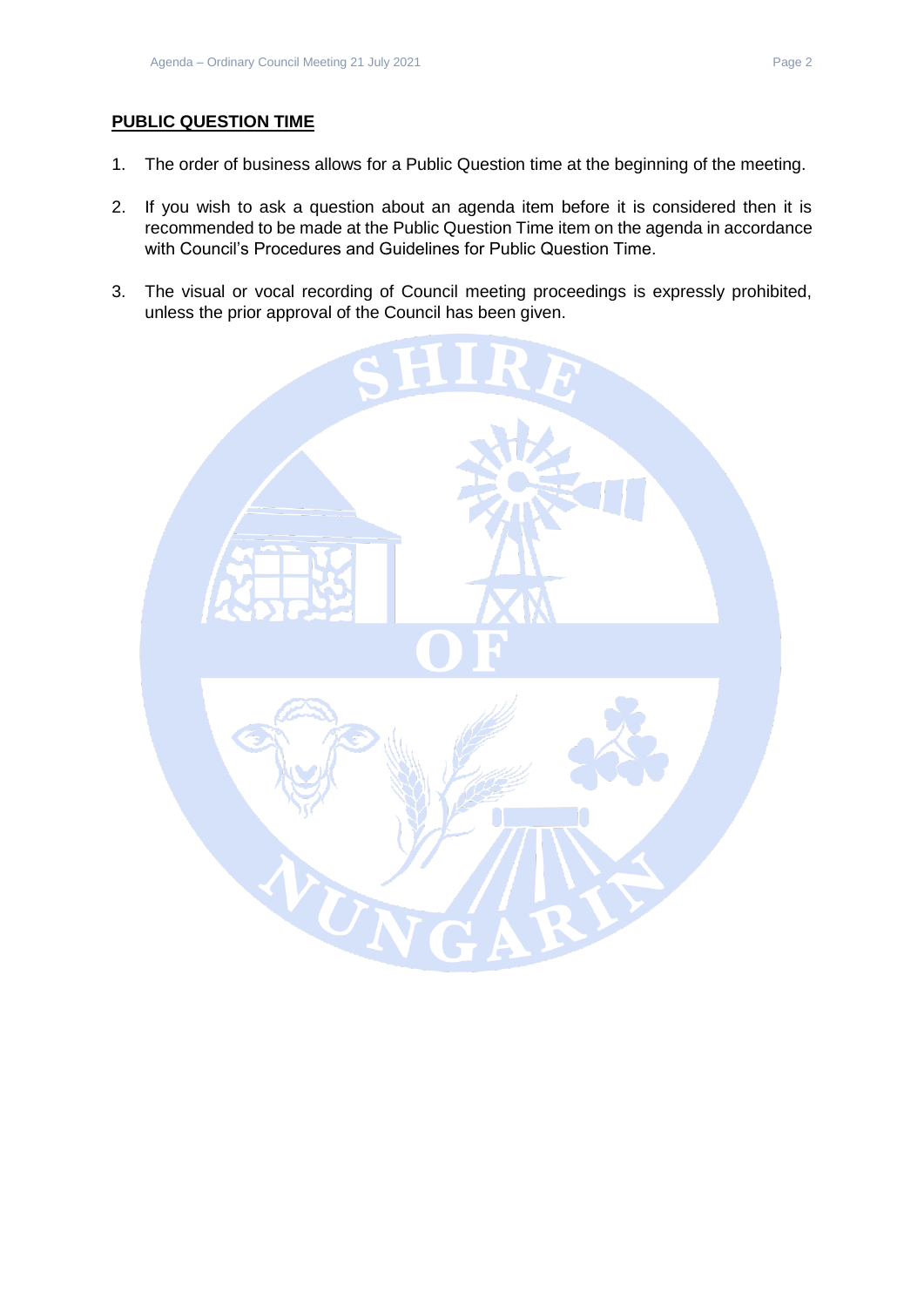## PUBLIC QUESTION TIME

1. The order of business allows for a Public Question time at the beginning of the meeting.

2. If you wish to ask a question about an agenda item before it is considered then it is recommended to be made at the Public Question Time item on the agenda in accordance with Council's Procedures and Guidelines for Public Question Time.

3. The visual or vocal recording of Council meeting proceedings is expressly prohibited, unless the prior approval of the Council has been given.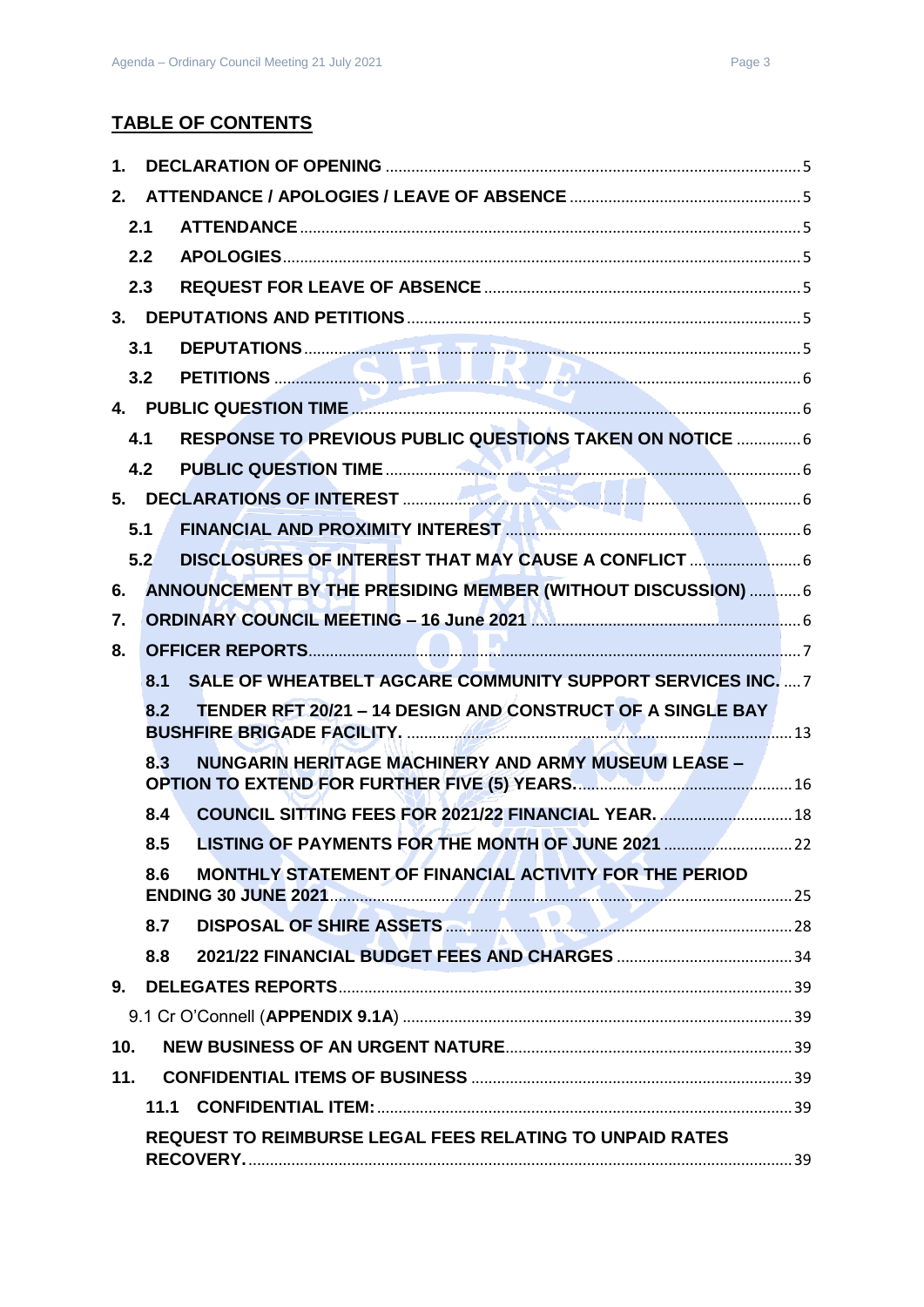## TABLE OF CONTENTS

1. **DECLARATION OF OPENING** ....................................................... 5
2. **ATTENDANCE / APOLOGIES / LEAVE OF ABSENCE** ....................................................... 5
   - **2.1 ATTENDANCE** ....................................................... 5
   - **2.2 APOLOGIES** ....................................................... 5
   - **2.3 REQUEST FOR LEAVE OF ABSENCE** ....................................................... 5
3. **DEPUTATIONS AND PETITIONS** ....................................................... 5
   - **3.1 DEPUTATIONS** ....................................................... 5
   - **3.2 PETITIONS** ....................................................... 6
4. **PUBLIC QUESTION TIME** ....................................................... 6
   - **4.1 RESPONSE TO PREVIOUS PUBLIC QUESTIONS TAKEN ON NOTICE** ....................................................... 6
   - **4.2 PUBLIC QUESTION TIME** ....................................................... 6
5. **DECLARATIONS OF INTEREST** ....................................................... 6
   - **5.1 FINANCIAL AND PROXIMITY INTEREST** ....................................................... 6
   - **5.2 DISCLOSURES OF INTEREST THAT MAY CAUSE A CONFLICT** ....................................................... 6
6. **ANNOUNCEMENT BY THE PRESIDING MEMBER (WITHOUT DISCUSSION)** ....................................................... 6
7. **ORDINARY COUNCIL MEETING – 16 June 2021** ....................................................... 6
8. **OFFICER REPORTS** ....................................................... 7
   - **8.1 SALE OF WHEATBELT AGCARE COMMUNITY SUPPORT SERVICES INC.** ....................................................... 7
   - **8.2 TENDER RFT 20/21 – 14 DESIGN AND CONSTRUCT OF A SINGLE BAY BUSHFIRE BRIGADE FACILITY.** ....................................................... 13
   - **8.3 NUNGARIN HERITAGE MACHINERY AND ARMY MUSEUM LEASE – OPTION TO EXTEND FOR FURTHER FIVE (5) YEARS.** ....................................................... 16
   - **8.4 COUNCIL SITTING FEES FOR 2021/22 FINANCIAL YEAR.** ....................................................... 18
   - **8.5 LISTING OF PAYMENTS FOR THE MONTH OF JUNE 2021** ....................................................... 22
   - **8.6 MONTHLY STATEMENT OF FINANCIAL ACTIVITY FOR THE PERIOD ENDING 30 JUNE 2021** ....................................................... 25
   - **8.7 DISPOSAL OF SHIRE ASSETS** ....................................................... 28
   - **8.8 2021/22 FINANCIAL BUDGET FEES AND CHARGES** ....................................................... 34
9. **DELEGATES REPORTS** ....................................................... 39
   - 9.1 Cr O'Connell (**APPENDIX 9.1A**) ....................................................... 39
10. **NEW BUSINESS OF AN URGENT NATURE** ....................................................... 39
11. **CONFIDENTIAL ITEMS OF BUSINESS** ....................................................... 39
    - **11.1 CONFIDENTIAL ITEM:** ....................................................... 39
    - **REQUEST TO REIMBURSE LEGAL FEES RELATING TO UNPAID RATES RECOVERY.** ....................................................... 39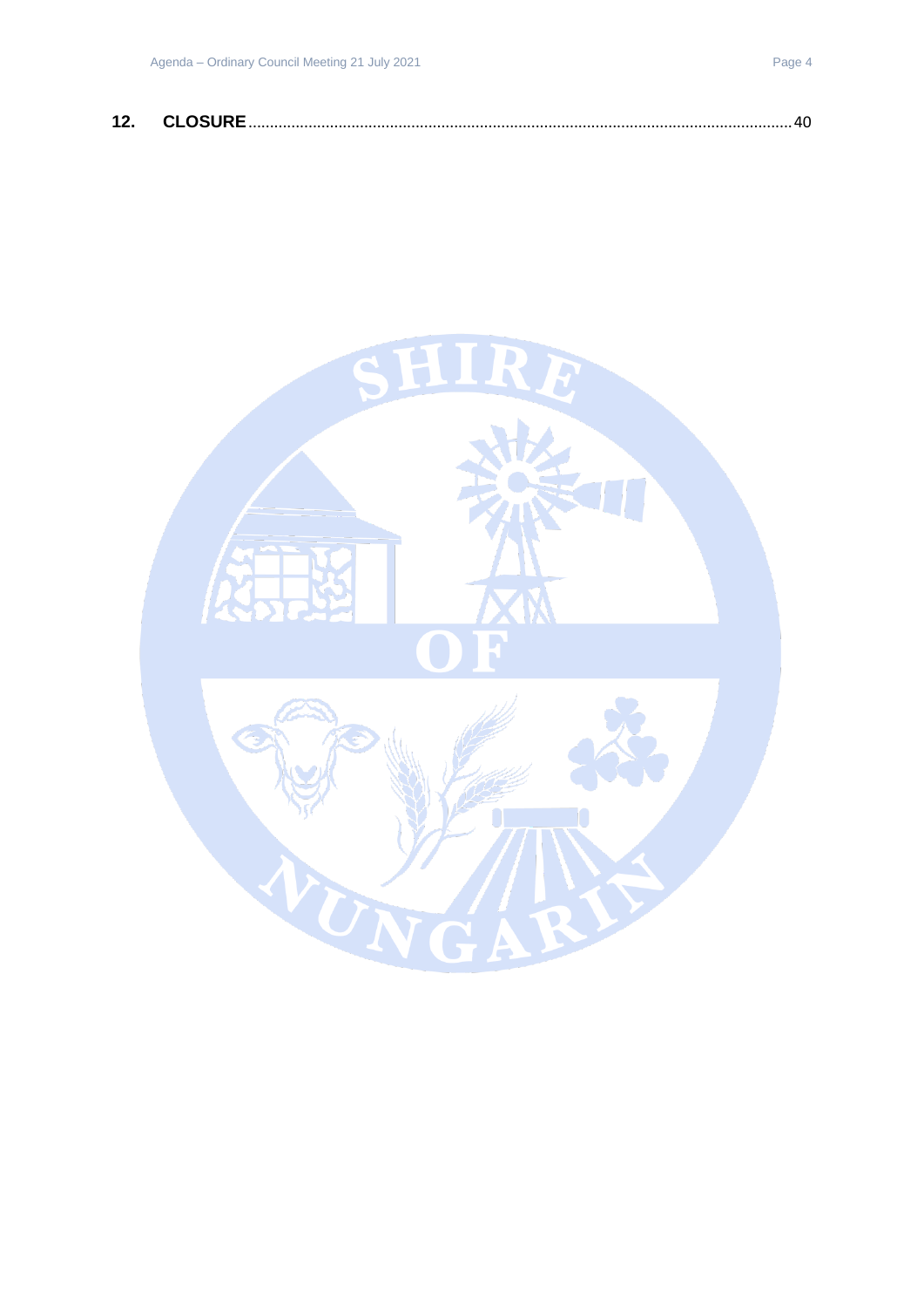**12. CLOSURE** .......................................................................................................................... 40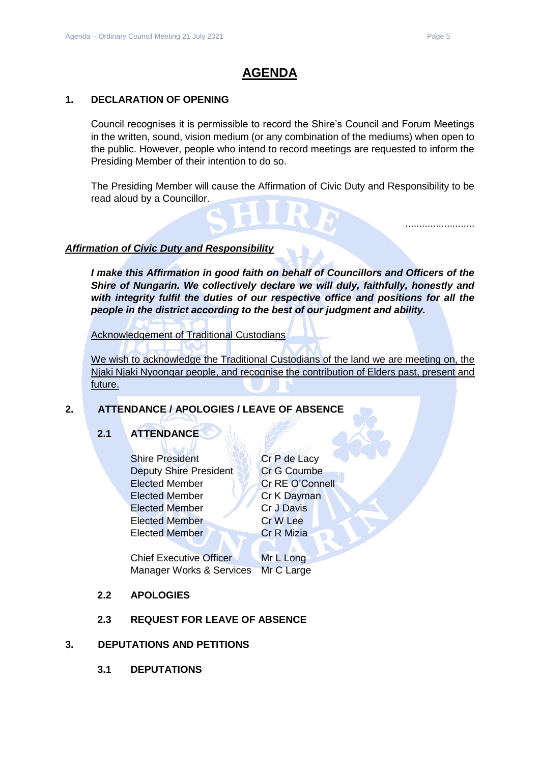# AGENDA

## 1. DECLARATION OF OPENING

Council recognises it is permissible to record the Shire's Council and Forum Meetings in the written, sound, vision medium (or any combination of the mediums) when open to the public. However, people who intend to record meetings are requested to inform the Presiding Member of their intention to do so.

The Presiding Member will cause the Affirmation of Civic Duty and Responsibility to be read aloud by a Councillor.

.........................

***Affirmation of Civic Duty and Responsibility***

***I make this Affirmation in good faith on behalf of Councillors and Officers of the Shire of Nungarin. We collectively declare we will duly, faithfully, honestly and with integrity fulfil the duties of our respective office and positions for all the people in the district according to the best of our judgment and ability.***

Acknowledgement of Traditional Custodians

We wish to acknowledge the Traditional Custodians of the land we are meeting on, the Njaki Njaki Nyoongar people, and recognise the contribution of Elders past, present and future.

## 2. ATTENDANCE / APOLOGIES / LEAVE OF ABSENCE

### 2.1 ATTENDANCE

| | |
|---|---|
| Shire President | Cr P de Lacy |
| Deputy Shire President | Cr G Coumbe |
| Elected Member | Cr RE O'Connell |
| Elected Member | Cr K Dayman |
| Elected Member | Cr J Davis |
| Elected Member | Cr W Lee |
| Elected Member | Cr R Mizia |
| | |
| Chief Executive Officer | Mr L Long |
| Manager Works & Services | Mr C Large |

### 2.2 APOLOGIES

### 2.3 REQUEST FOR LEAVE OF ABSENCE

## 3. DEPUTATIONS AND PETITIONS

### 3.1 DEPUTATIONS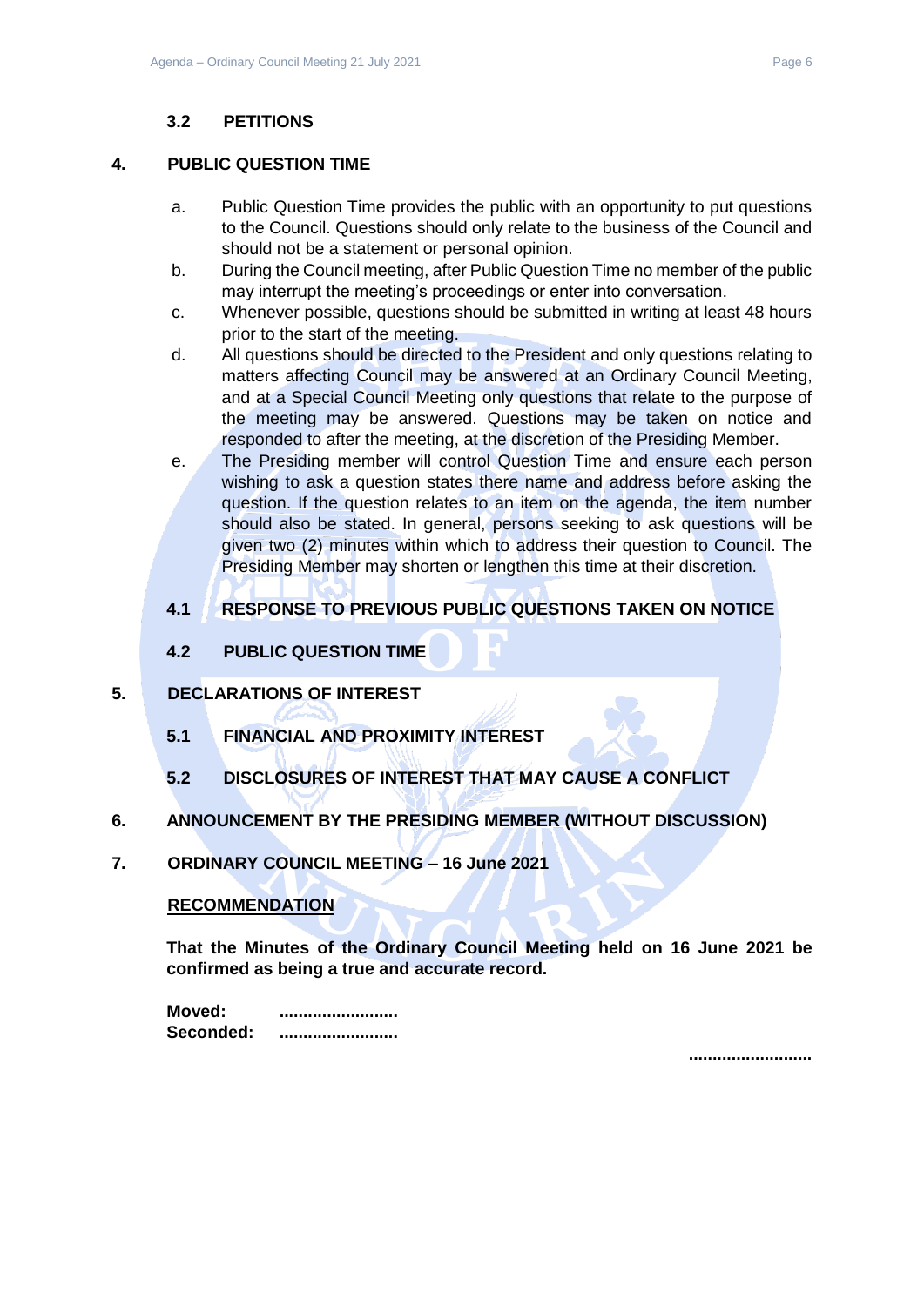### 3.2 PETITIONS

## 4. PUBLIC QUESTION TIME

a. Public Question Time provides the public with an opportunity to put questions to the Council. Questions should only relate to the business of the Council and should not be a statement or personal opinion.

b. During the Council meeting, after Public Question Time no member of the public may interrupt the meeting's proceedings or enter into conversation.

c. Whenever possible, questions should be submitted in writing at least 48 hours prior to the start of the meeting.

d. All questions should be directed to the President and only questions relating to matters affecting Council may be answered at an Ordinary Council Meeting, and at a Special Council Meeting only questions that relate to the purpose of the meeting may be answered. Questions may be taken on notice and responded to after the meeting, at the discretion of the Presiding Member.

e. The Presiding member will control Question Time and ensure each person wishing to ask a question states there name and address before asking the question. If the question relates to an item on the agenda, the item number should also be stated. In general, persons seeking to ask questions will be given two (2) minutes within which to address their question to Council. The Presiding Member may shorten or lengthen this time at their discretion.

### 4.1 RESPONSE TO PREVIOUS PUBLIC QUESTIONS TAKEN ON NOTICE

### 4.2 PUBLIC QUESTION TIME

## 5. DECLARATIONS OF INTEREST

### 5.1 FINANCIAL AND PROXIMITY INTEREST

### 5.2 DISCLOSURES OF INTEREST THAT MAY CAUSE A CONFLICT

## 6. ANNOUNCEMENT BY THE PRESIDING MEMBER (WITHOUT DISCUSSION)

## 7. ORDINARY COUNCIL MEETING – 16 June 2021

**RECOMMENDATION**

**That the Minutes of the Ordinary Council Meeting held on 16 June 2021 be confirmed as being a true and accurate record.**

**Moved:** .........................
**Seconded:** .........................

..........................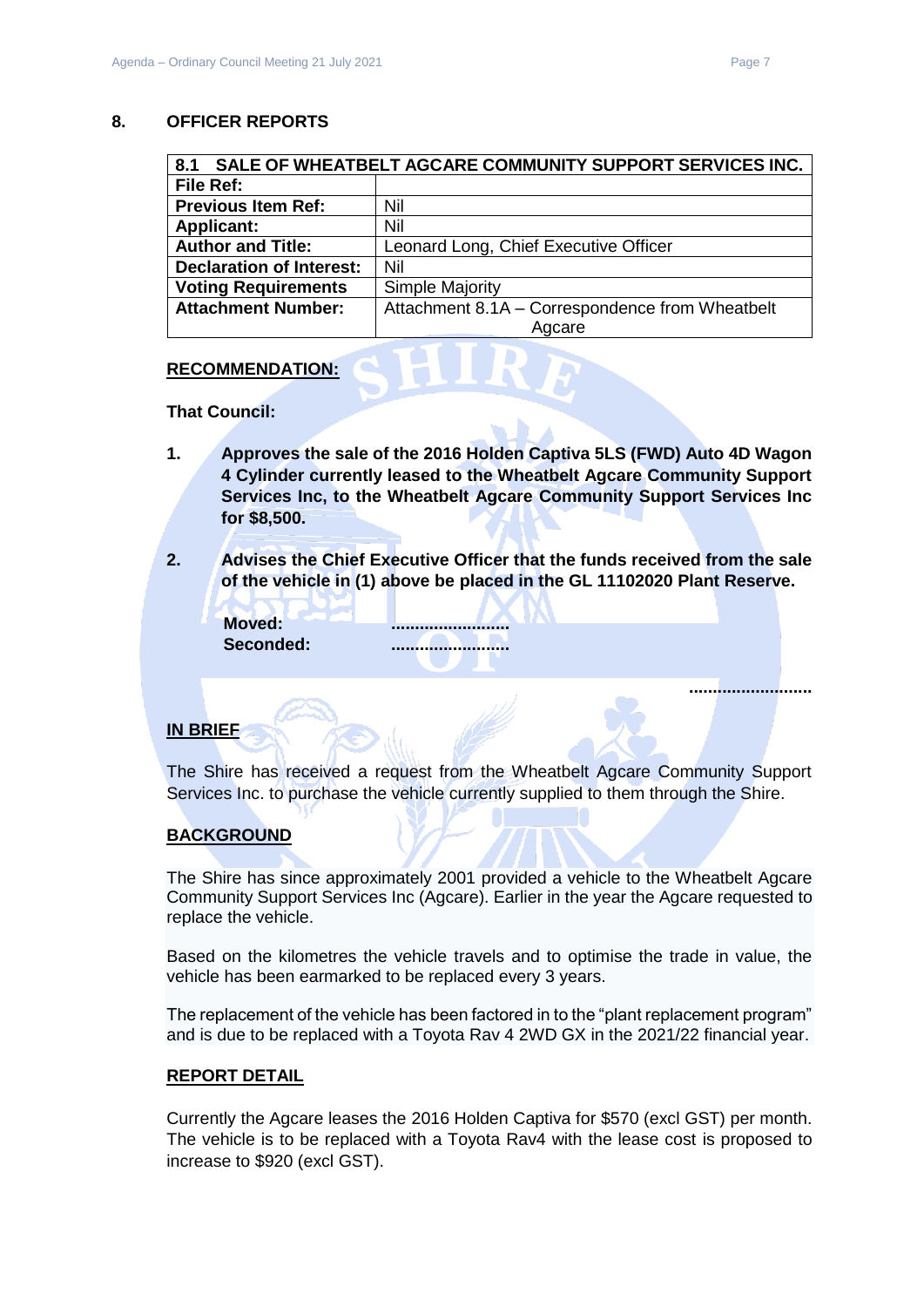## 8. OFFICER REPORTS

| 8.1 SALE OF WHEATBELT AGCARE COMMUNITY SUPPORT SERVICES INC. | |
|---|---|
| **File Ref:** | |
| **Previous Item Ref:** | Nil |
| **Applicant:** | Nil |
| **Author and Title:** | Leonard Long, Chief Executive Officer |
| **Declaration of Interest:** | Nil |
| **Voting Requirements** | Simple Majority |
| **Attachment Number:** | Attachment 8.1A – Correspondence from Wheatbelt Agcare |

**RECOMMENDATION:**

**That Council:**

1. **Approves the sale of the 2016 Holden Captiva 5LS (FWD) Auto 4D Wagon 4 Cylinder currently leased to the Wheatbelt Agcare Community Support Services Inc, to the Wheatbelt Agcare Community Support Services Inc for $8,500.**

2. **Advises the Chief Executive Officer that the funds received from the sale of the vehicle in (1) above be placed in the GL 11102020 Plant Reserve.**

**Moved:** .........................
**Seconded:** .........................

..........................

**IN BRIEF**

The Shire has received a request from the Wheatbelt Agcare Community Support Services Inc. to purchase the vehicle currently supplied to them through the Shire.

**BACKGROUND**

The Shire has since approximately 2001 provided a vehicle to the Wheatbelt Agcare Community Support Services Inc (Agcare). Earlier in the year the Agcare requested to replace the vehicle.

Based on the kilometres the vehicle travels and to optimise the trade in value, the vehicle has been earmarked to be replaced every 3 years.

The replacement of the vehicle has been factored in to the "plant replacement program" and is due to be replaced with a Toyota Rav 4 2WD GX in the 2021/22 financial year.

**REPORT DETAIL**

Currently the Agcare leases the 2016 Holden Captiva for $570 (excl GST) per month. The vehicle is to be replaced with a Toyota Rav4 with the lease cost is proposed to increase to $920 (excl GST).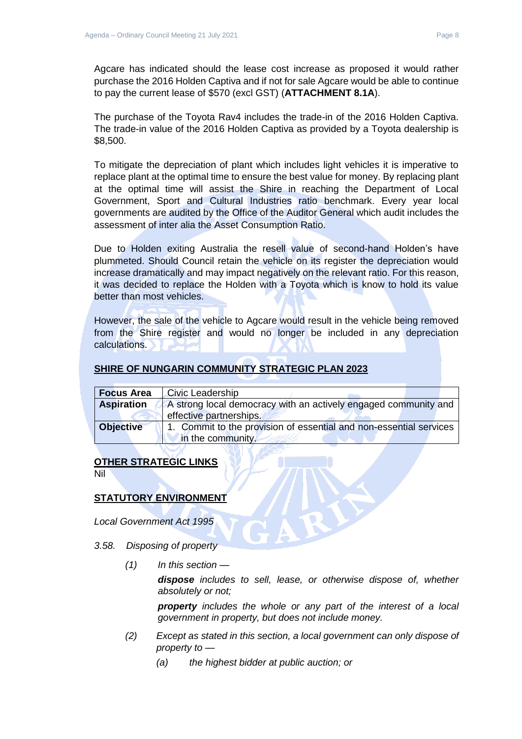Agcare has indicated should the lease cost increase as proposed it would rather purchase the 2016 Holden Captiva and if not for sale Agcare would be able to continue to pay the current lease of $570 (excl GST) (**ATTACHMENT 8.1A**).

The purchase of the Toyota Rav4 includes the trade-in of the 2016 Holden Captiva. The trade-in value of the 2016 Holden Captiva as provided by a Toyota dealership is $8,500.

To mitigate the depreciation of plant which includes light vehicles it is imperative to replace plant at the optimal time to ensure the best value for money. By replacing plant at the optimal time will assist the Shire in reaching the Department of Local Government, Sport and Cultural Industries ratio benchmark. Every year local governments are audited by the Office of the Auditor General which audit includes the assessment of inter alia the Asset Consumption Ratio.

Due to Holden exiting Australia the resell value of second-hand Holden's have plummeted. Should Council retain the vehicle on its register the depreciation would increase dramatically and may impact negatively on the relevant ratio. For this reason, it was decided to replace the Holden with a Toyota which is know to hold its value better than most vehicles.

However, the sale of the vehicle to Agcare would result in the vehicle being removed from the Shire register and would no longer be included in any depreciation calculations.

## SHIRE OF NUNGARIN COMMUNITY STRATEGIC PLAN 2023

| **Focus Area** | Civic Leadership |
|---|---|
| **Aspiration** | A strong local democracy with an actively engaged community and effective partnerships. |
| **Objective** | 1. Commit to the provision of essential and non-essential services in the community. |

## OTHER STRATEGIC LINKS

Nil

## STATUTORY ENVIRONMENT

*Local Government Act 1995*

*3.58. Disposing of property*

*(1) In this section —*

*__dispose__ includes to sell, lease, or otherwise dispose of, whether absolutely or not;*

*__property__ includes the whole or any part of the interest of a local government in property, but does not include money.*

*(2) Except as stated in this section, a local government can only dispose of property to —*

*(a) the highest bidder at public auction; or*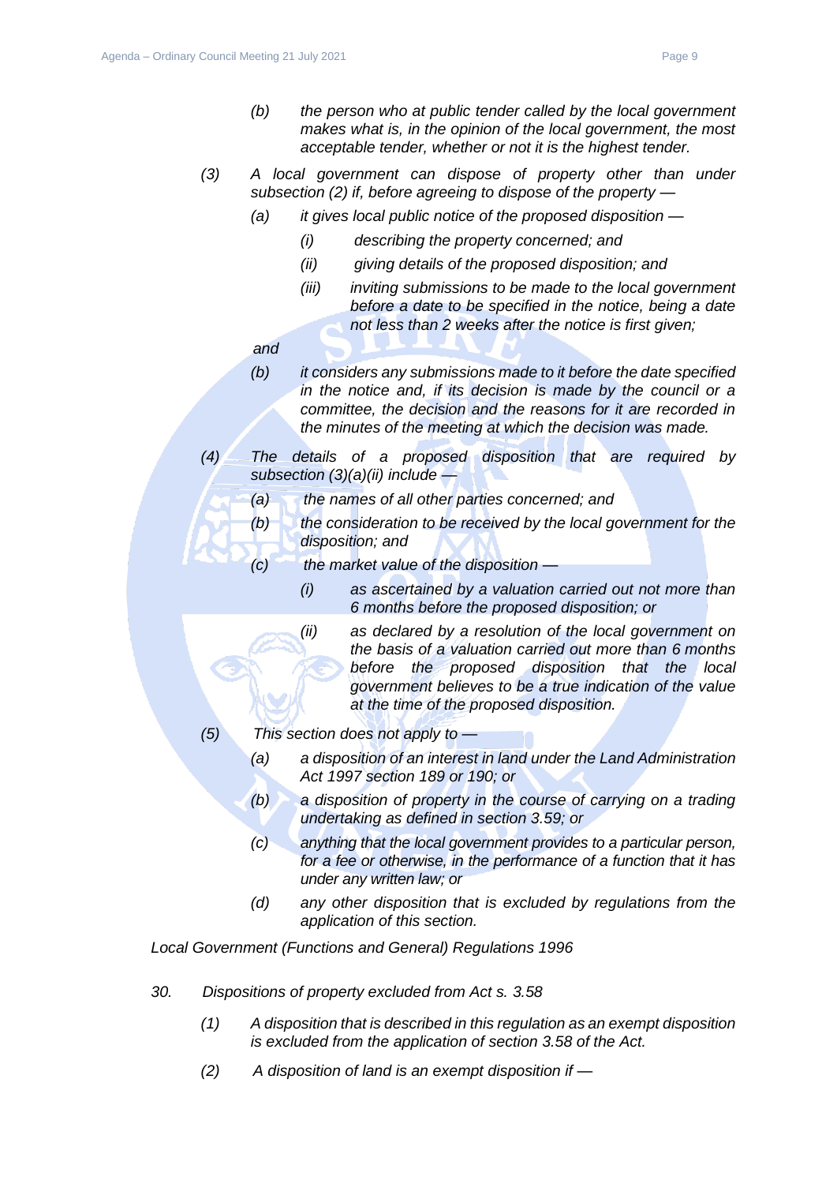*(b) the person who at public tender called by the local government makes what is, in the opinion of the local government, the most acceptable tender, whether or not it is the highest tender.*

*(3) A local government can dispose of property other than under subsection (2) if, before agreeing to dispose of the property —*

- *(a) it gives local public notice of the proposed disposition —*
  - *(i) describing the property concerned; and*
  - *(ii) giving details of the proposed disposition; and*
  - *(iii) inviting submissions to be made to the local government before a date to be specified in the notice, being a date not less than 2 weeks after the notice is first given;*

  *and*

- *(b) it considers any submissions made to it before the date specified in the notice and, if its decision is made by the council or a committee, the decision and the reasons for it are recorded in the minutes of the meeting at which the decision was made.*

*(4) The details of a proposed disposition that are required by subsection (3)(a)(ii) include —*

- *(a) the names of all other parties concerned; and*
- *(b) the consideration to be received by the local government for the disposition; and*
- *(c) the market value of the disposition —*
  - *(i) as ascertained by a valuation carried out not more than 6 months before the proposed disposition; or*
  - *(ii) as declared by a resolution of the local government on the basis of a valuation carried out more than 6 months before the proposed disposition that the local government believes to be a true indication of the value at the time of the proposed disposition.*

*(5) This section does not apply to —*

- *(a) a disposition of an interest in land under the Land Administration Act 1997 section 189 or 190; or*
- *(b) a disposition of property in the course of carrying on a trading undertaking as defined in section 3.59; or*
- *(c) anything that the local government provides to a particular person, for a fee or otherwise, in the performance of a function that it has under any written law; or*
- *(d) any other disposition that is excluded by regulations from the application of this section.*

*Local Government (Functions and General) Regulations 1996*

*30. Dispositions of property excluded from Act s. 3.58*

*(1) A disposition that is described in this regulation as an exempt disposition is excluded from the application of section 3.58 of the Act.*

*(2) A disposition of land is an exempt disposition if —*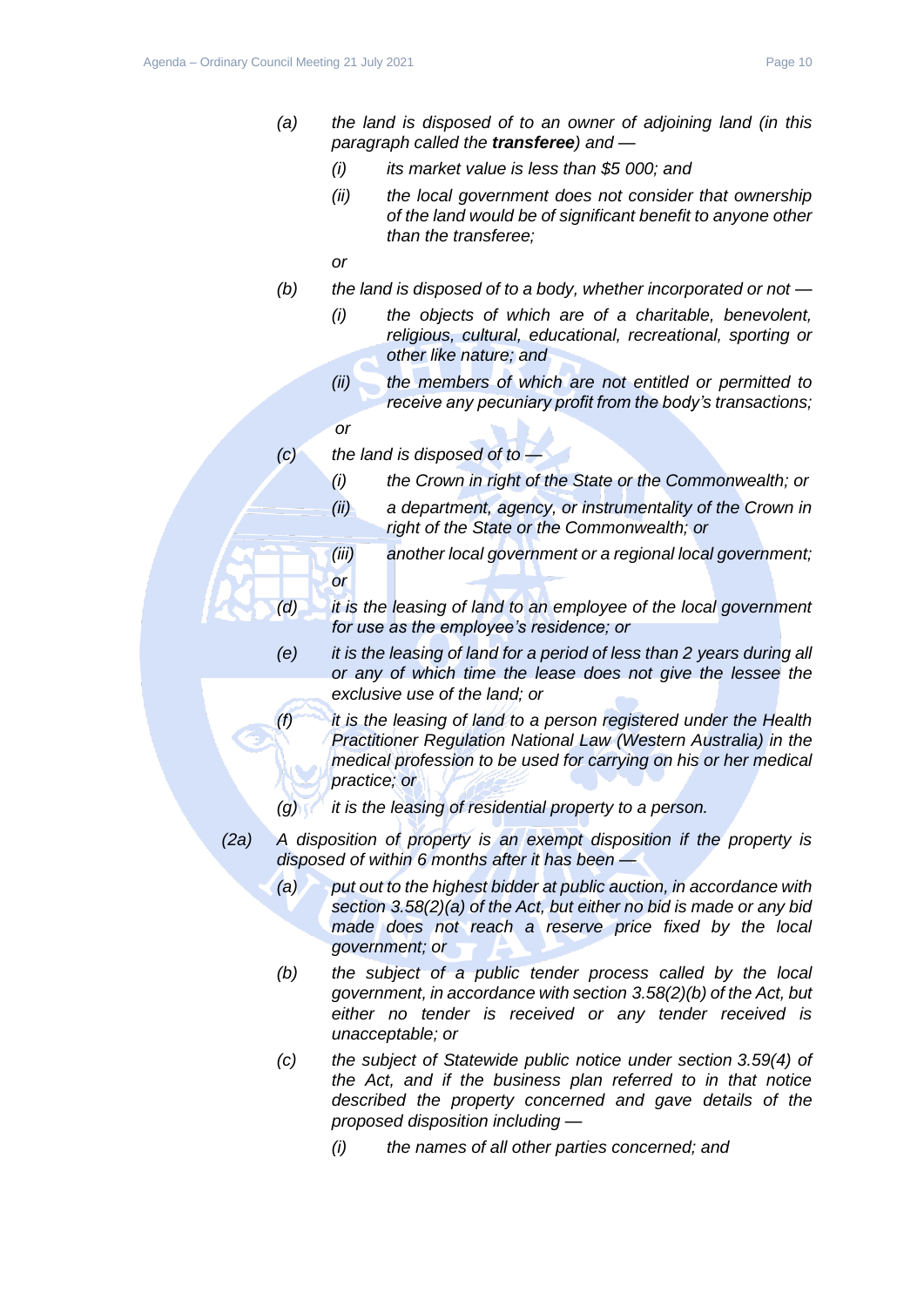*(a) the land is disposed of to an owner of adjoining land (in this paragraph called the* ***transferee****) and —*

*(i) its market value is less than $5 000; and*

*(ii) the local government does not consider that ownership of the land would be of significant benefit to anyone other than the transferee;*

*or*

*(b) the land is disposed of to a body, whether incorporated or not —*

*(i) the objects of which are of a charitable, benevolent, religious, cultural, educational, recreational, sporting or other like nature; and*

*(ii) the members of which are not entitled or permitted to receive any pecuniary profit from the body's transactions;*

*or*

*(c) the land is disposed of to —*

*(i) the Crown in right of the State or the Commonwealth; or*

*(ii) a department, agency, or instrumentality of the Crown in right of the State or the Commonwealth; or*

*(iii) another local government or a regional local government;*

*or*

*(d) it is the leasing of land to an employee of the local government for use as the employee's residence; or*

*(e) it is the leasing of land for a period of less than 2 years during all or any of which time the lease does not give the lessee the exclusive use of the land; or*

*(f) it is the leasing of land to a person registered under the Health Practitioner Regulation National Law (Western Australia) in the medical profession to be used for carrying on his or her medical practice; or*

*(g) it is the leasing of residential property to a person.*

*(2a) A disposition of property is an exempt disposition if the property is disposed of within 6 months after it has been —*

*(a) put out to the highest bidder at public auction, in accordance with section 3.58(2)(a) of the Act, but either no bid is made or any bid made does not reach a reserve price fixed by the local government; or*

*(b) the subject of a public tender process called by the local government, in accordance with section 3.58(2)(b) of the Act, but either no tender is received or any tender received is unacceptable; or*

*(c) the subject of Statewide public notice under section 3.59(4) of the Act, and if the business plan referred to in that notice described the property concerned and gave details of the proposed disposition including —*

*(i) the names of all other parties concerned; and*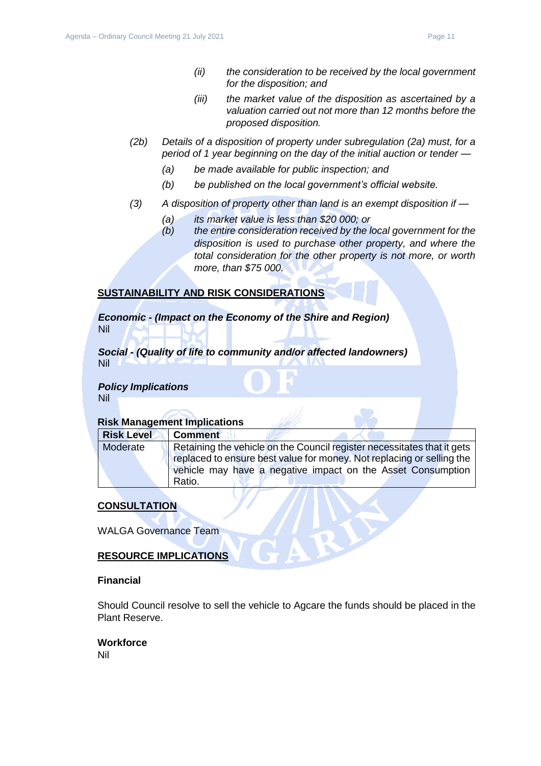*(ii) the consideration to be received by the local government for the disposition; and*

*(iii) the market value of the disposition as ascertained by a valuation carried out not more than 12 months before the proposed disposition.*

*(2b) Details of a disposition of property under subregulation (2a) must, for a period of 1 year beginning on the day of the initial auction or tender —*

*(a) be made available for public inspection; and*

*(b) be published on the local government's official website.*

*(3) A disposition of property other than land is an exempt disposition if —*

*(a) its market value is less than $20 000; or*

*(b) the entire consideration received by the local government for the disposition is used to purchase other property, and where the total consideration for the other property is not more, or worth more, than $75 000.*

## SUSTAINABILITY AND RISK CONSIDERATIONS

***Economic - (Impact on the Economy of the Shire and Region)***
Nil

***Social - (Quality of life to community and/or affected landowners)***
Nil

***Policy Implications***
Nil

**Risk Management Implications**

| Risk Level | Comment |
|---|---|
| Moderate | Retaining the vehicle on the Council register necessitates that it gets replaced to ensure best value for money. Not replacing or selling the vehicle may have a negative impact on the Asset Consumption Ratio. |

## CONSULTATION

WALGA Governance Team

## RESOURCE IMPLICATIONS

**Financial**

Should Council resolve to sell the vehicle to Agcare the funds should be placed in the Plant Reserve.

**Workforce**
Nil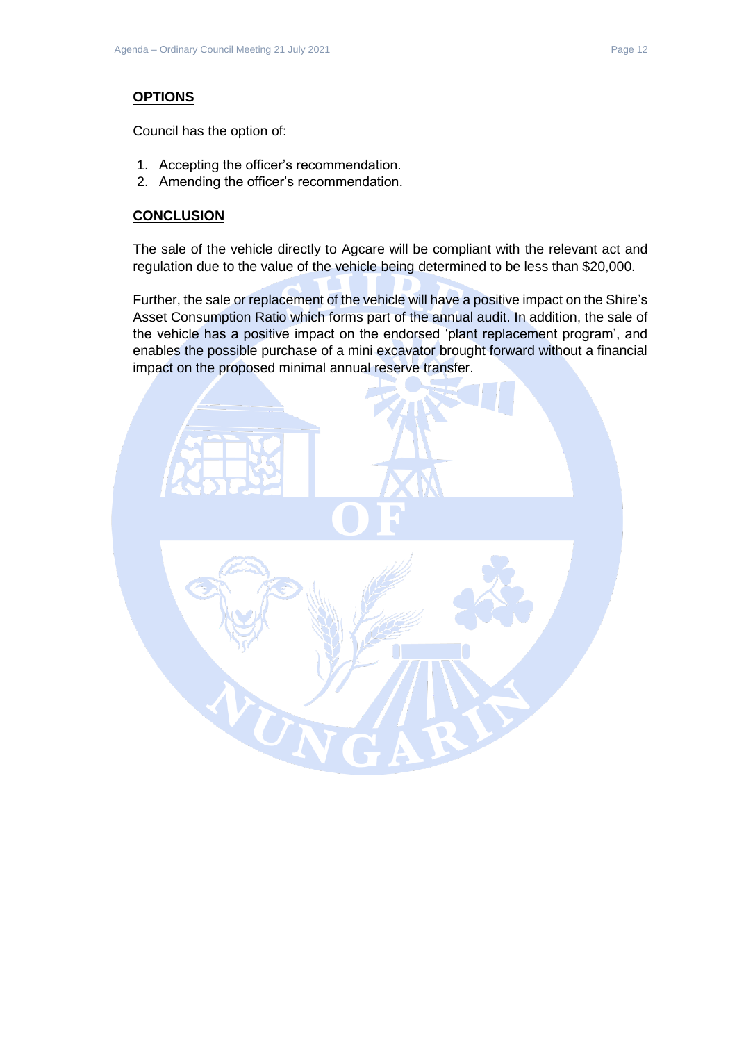## OPTIONS

Council has the option of:

1. Accepting the officer's recommendation.
2. Amending the officer's recommendation.

## CONCLUSION

The sale of the vehicle directly to Agcare will be compliant with the relevant act and regulation due to the value of the vehicle being determined to be less than $20,000.

Further, the sale or replacement of the vehicle will have a positive impact on the Shire's Asset Consumption Ratio which forms part of the annual audit. In addition, the sale of the vehicle has a positive impact on the endorsed 'plant replacement program', and enables the possible purchase of a mini excavator brought forward without a financial impact on the proposed minimal annual reserve transfer.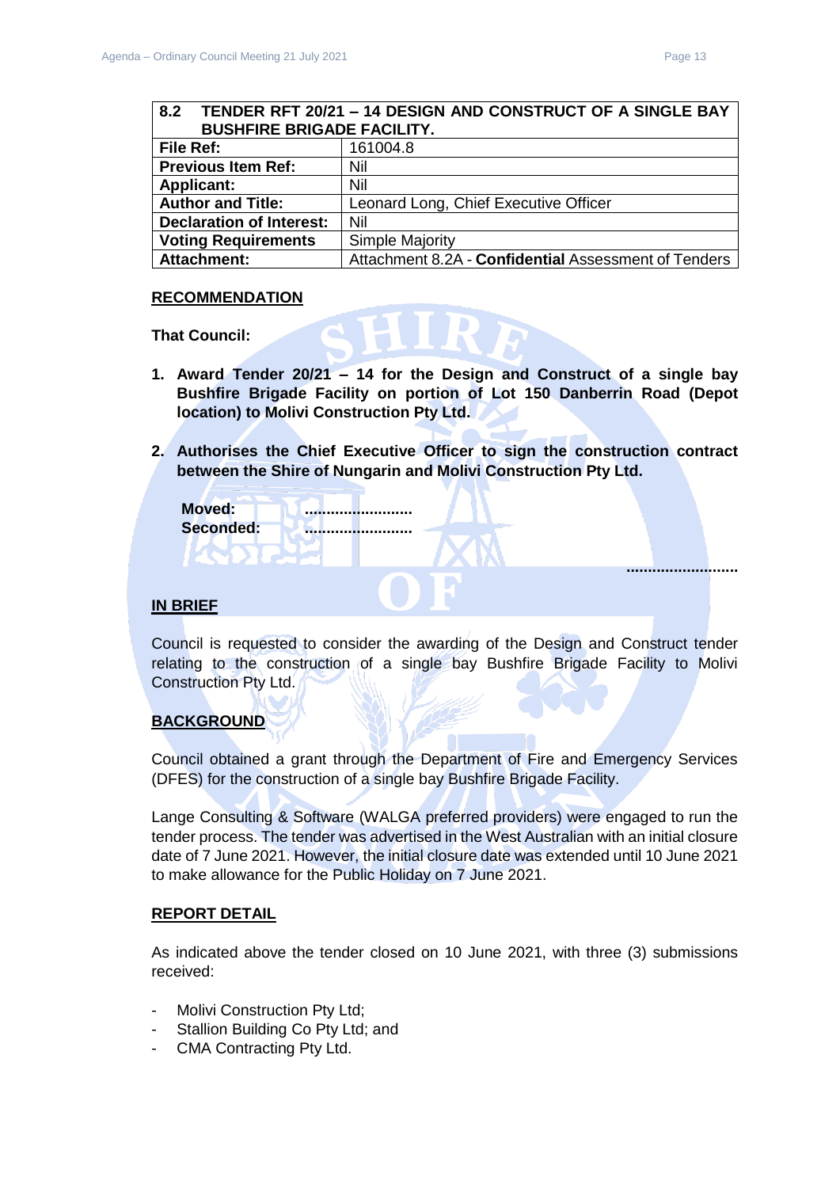| 8.2 TENDER RFT 20/21 – 14 DESIGN AND CONSTRUCT OF A SINGLE BAY BUSHFIRE BRIGADE FACILITY. | |
|---|---|
| **File Ref:** | 161004.8 |
| **Previous Item Ref:** | Nil |
| **Applicant:** | Nil |
| **Author and Title:** | Leonard Long, Chief Executive Officer |
| **Declaration of Interest:** | Nil |
| **Voting Requirements** | Simple Majority |
| **Attachment:** | Attachment 8.2A - **Confidential** Assessment of Tenders |

## RECOMMENDATION

**That Council:**

1. **Award Tender 20/21 – 14 for the Design and Construct of a single bay Bushfire Brigade Facility on portion of Lot 150 Danberrin Road (Depot location) to Molivi Construction Pty Ltd.**

2. **Authorises the Chief Executive Officer to sign the construction contract between the Shire of Nungarin and Molivi Construction Pty Ltd.**

**Moved:** .........................
**Seconded:** .........................

.........................

## IN BRIEF

Council is requested to consider the awarding of the Design and Construct tender relating to the construction of a single bay Bushfire Brigade Facility to Molivi Construction Pty Ltd.

## BACKGROUND

Council obtained a grant through the Department of Fire and Emergency Services (DFES) for the construction of a single bay Bushfire Brigade Facility.

Lange Consulting & Software (WALGA preferred providers) were engaged to run the tender process. The tender was advertised in the West Australian with an initial closure date of 7 June 2021. However, the initial closure date was extended until 10 June 2021 to make allowance for the Public Holiday on 7 June 2021.

## REPORT DETAIL

As indicated above the tender closed on 10 June 2021, with three (3) submissions received:

- Molivi Construction Pty Ltd;
- Stallion Building Co Pty Ltd; and
- CMA Contracting Pty Ltd.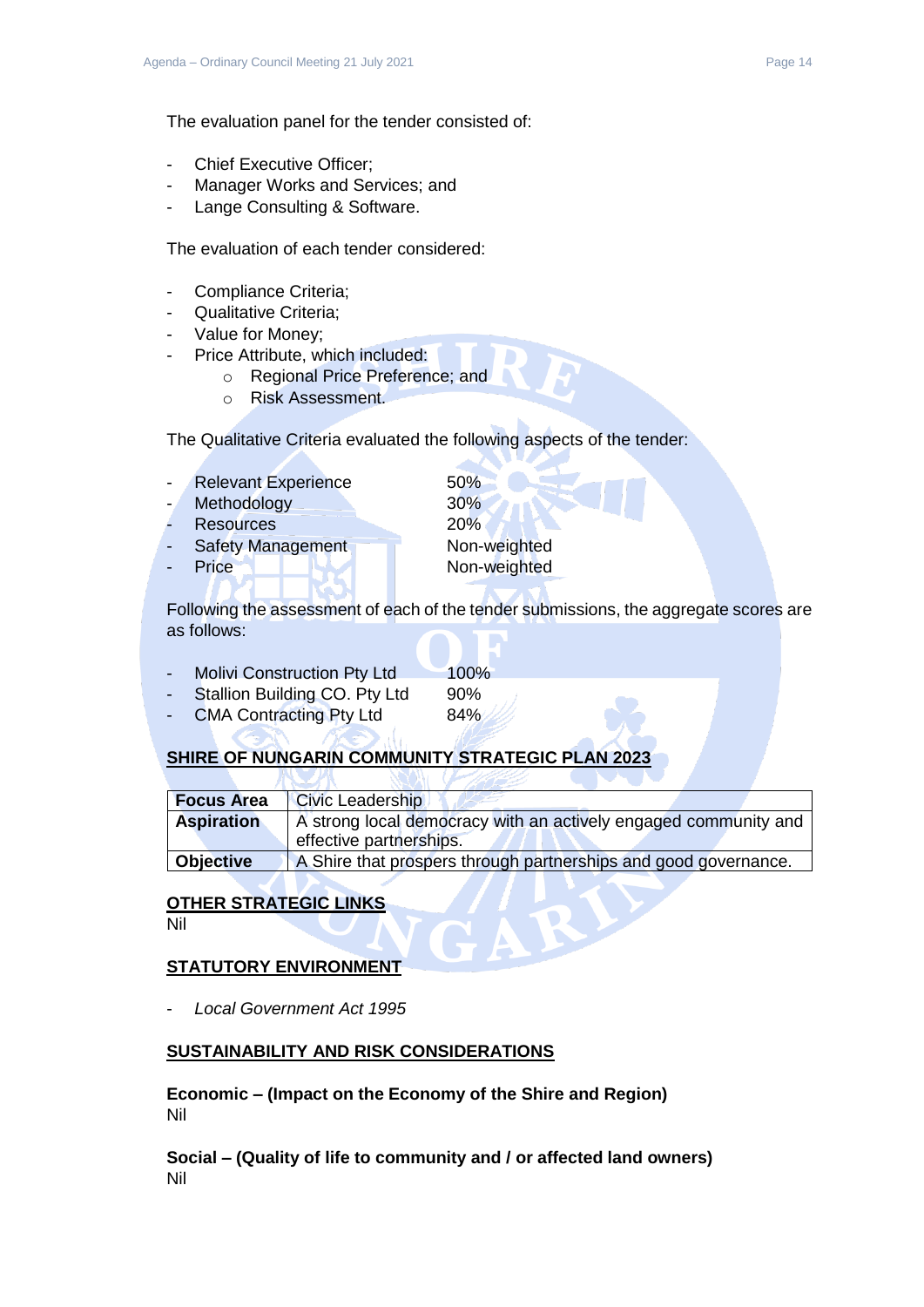The evaluation panel for the tender consisted of:

- Chief Executive Officer;
- Manager Works and Services; and
- Lange Consulting & Software.

The evaluation of each tender considered:

- Compliance Criteria;
- Qualitative Criteria;
- Value for Money;
- Price Attribute, which included:
  - Regional Price Preference; and
  - Risk Assessment.

The Qualitative Criteria evaluated the following aspects of the tender:

- Relevant Experience 50%
- Methodology 30%
- Resources 20%
- Safety Management Non-weighted
- Price Non-weighted

Following the assessment of each of the tender submissions, the aggregate scores are as follows:

- Molivi Construction Pty Ltd 100%
- Stallion Building CO. Pty Ltd 90%
- CMA Contracting Pty Ltd 84%

## SHIRE OF NUNGARIN COMMUNITY STRATEGIC PLAN 2023

| | |
|---|---|
| **Focus Area** | Civic Leadership |
| **Aspiration** | A strong local democracy with an actively engaged community and effective partnerships. |
| **Objective** | A Shire that prospers through partnerships and good governance. |

## OTHER STRATEGIC LINKS

Nil

## STATUTORY ENVIRONMENT

- *Local Government Act 1995*

## SUSTAINABILITY AND RISK CONSIDERATIONS

**Economic – (Impact on the Economy of the Shire and Region)**

Nil

**Social – (Quality of life to community and / or affected land owners)**

Nil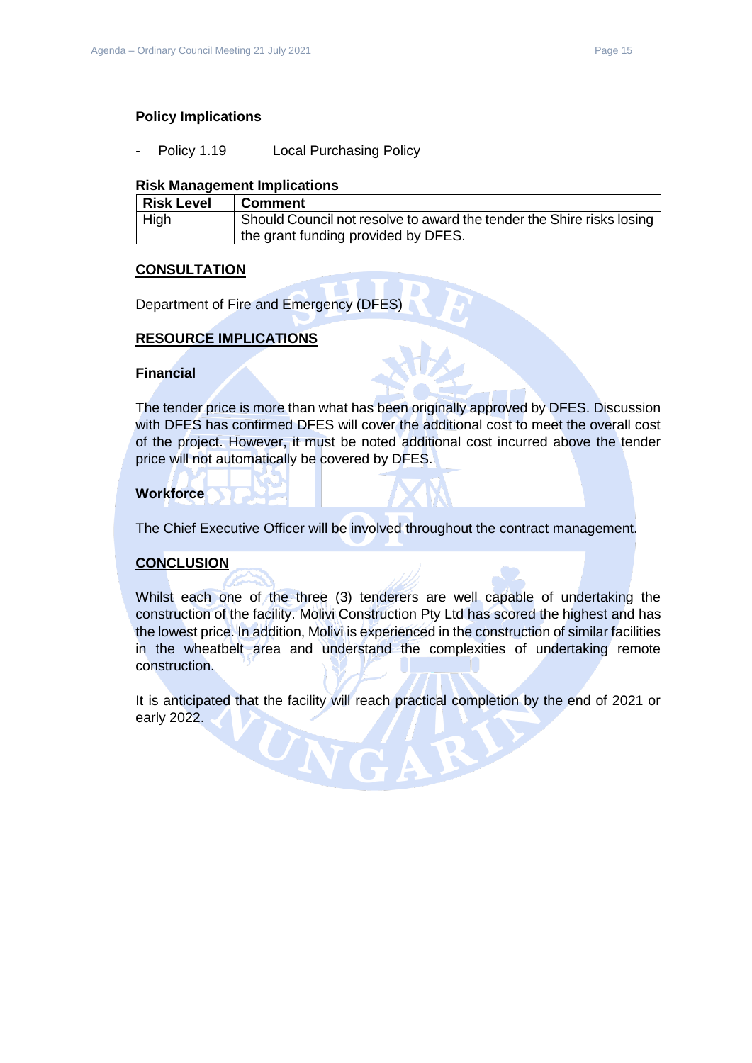### Policy Implications

- Policy 1.19 Local Purchasing Policy

### Risk Management Implications

| Risk Level | Comment |
| --- | --- |
| High | Should Council not resolve to award the tender the Shire risks losing the grant funding provided by DFES. |

## CONSULTATION

Department of Fire and Emergency (DFES)

## RESOURCE IMPLICATIONS

### Financial

The tender price is more than what has been originally approved by DFES. Discussion with DFES has confirmed DFES will cover the additional cost to meet the overall cost of the project. However, it must be noted additional cost incurred above the tender price will not automatically be covered by DFES.

### Workforce

The Chief Executive Officer will be involved throughout the contract management.

## CONCLUSION

Whilst each one of the three (3) tenderers are well capable of undertaking the construction of the facility. Molivi Construction Pty Ltd has scored the highest and has the lowest price. In addition, Molivi is experienced in the construction of similar facilities in the wheatbelt area and understand the complexities of undertaking remote construction.

It is anticipated that the facility will reach practical completion by the end of 2021 or early 2022.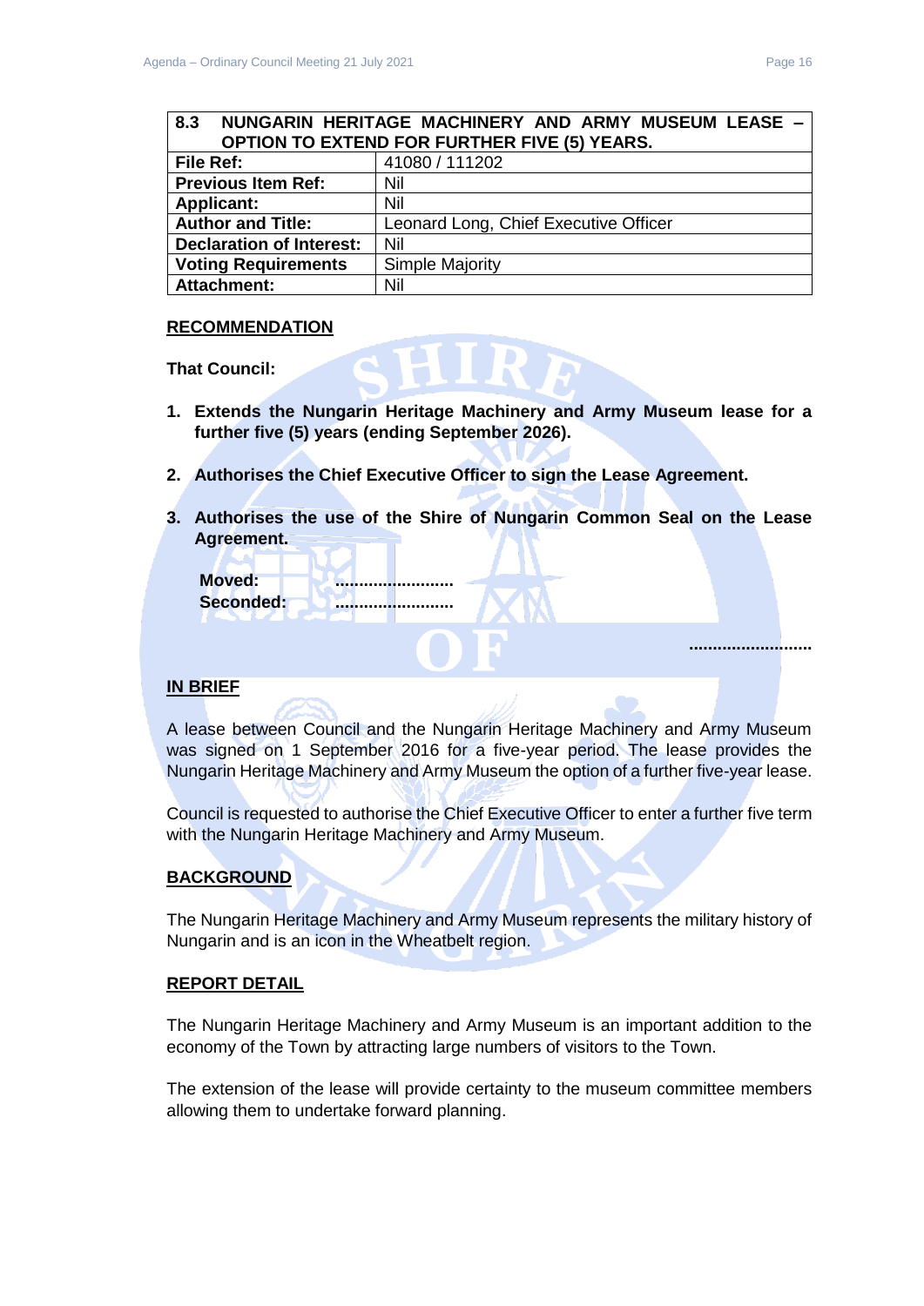| 8.3 NUNGARIN HERITAGE MACHINERY AND ARMY MUSEUM LEASE – OPTION TO EXTEND FOR FURTHER FIVE (5) YEARS. | |
|---|---|
| **File Ref:** | 41080 / 111202 |
| **Previous Item Ref:** | Nil |
| **Applicant:** | Nil |
| **Author and Title:** | Leonard Long, Chief Executive Officer |
| **Declaration of Interest:** | Nil |
| **Voting Requirements** | Simple Majority |
| **Attachment:** | Nil |

**RECOMMENDATION**

**That Council:**

1. **Extends the Nungarin Heritage Machinery and Army Museum lease for a further five (5) years (ending September 2026).**
2. **Authorises the Chief Executive Officer to sign the Lease Agreement.**
3. **Authorises the use of the Shire of Nungarin Common Seal on the Lease Agreement.**

**Moved:** .........................
**Seconded:** .........................

.........................

**IN BRIEF**

A lease between Council and the Nungarin Heritage Machinery and Army Museum was signed on 1 September 2016 for a five-year period. The lease provides the Nungarin Heritage Machinery and Army Museum the option of a further five-year lease.

Council is requested to authorise the Chief Executive Officer to enter a further five term with the Nungarin Heritage Machinery and Army Museum.

**BACKGROUND**

The Nungarin Heritage Machinery and Army Museum represents the military history of Nungarin and is an icon in the Wheatbelt region.

**REPORT DETAIL**

The Nungarin Heritage Machinery and Army Museum is an important addition to the economy of the Town by attracting large numbers of visitors to the Town.

The extension of the lease will provide certainty to the museum committee members allowing them to undertake forward planning.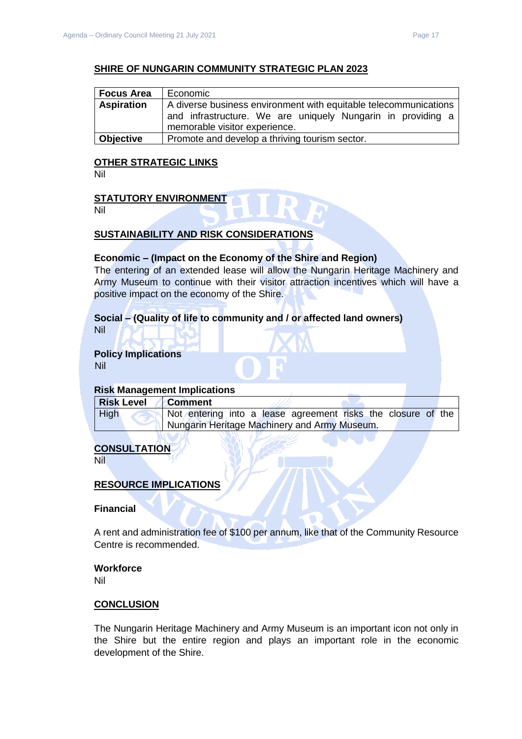## SHIRE OF NUNGARIN COMMUNITY STRATEGIC PLAN 2023

| **Focus Area** | Economic |
|---|---|
| **Aspiration** | A diverse business environment with equitable telecommunications and infrastructure. We are uniquely Nungarin in providing a memorable visitor experience. |
| **Objective** | Promote and develop a thriving tourism sector. |

## OTHER STRATEGIC LINKS

Nil

## STATUTORY ENVIRONMENT

Nil

## SUSTAINABILITY AND RISK CONSIDERATIONS

### Economic – (Impact on the Economy of the Shire and Region)

The entering of an extended lease will allow the Nungarin Heritage Machinery and Army Museum to continue with their visitor attraction incentives which will have a positive impact on the economy of the Shire.

### Social – (Quality of life to community and / or affected land owners)

Nil

### Policy Implications

Nil

### Risk Management Implications

| **Risk Level** | **Comment** |
|---|---|
| High | Not entering into a lease agreement risks the closure of the Nungarin Heritage Machinery and Army Museum. |

## CONSULTATION

Nil

## RESOURCE IMPLICATIONS

### Financial

A rent and administration fee of $100 per annum, like that of the Community Resource Centre is recommended.

### Workforce

Nil

## CONCLUSION

The Nungarin Heritage Machinery and Army Museum is an important icon not only in the Shire but the entire region and plays an important role in the economic development of the Shire.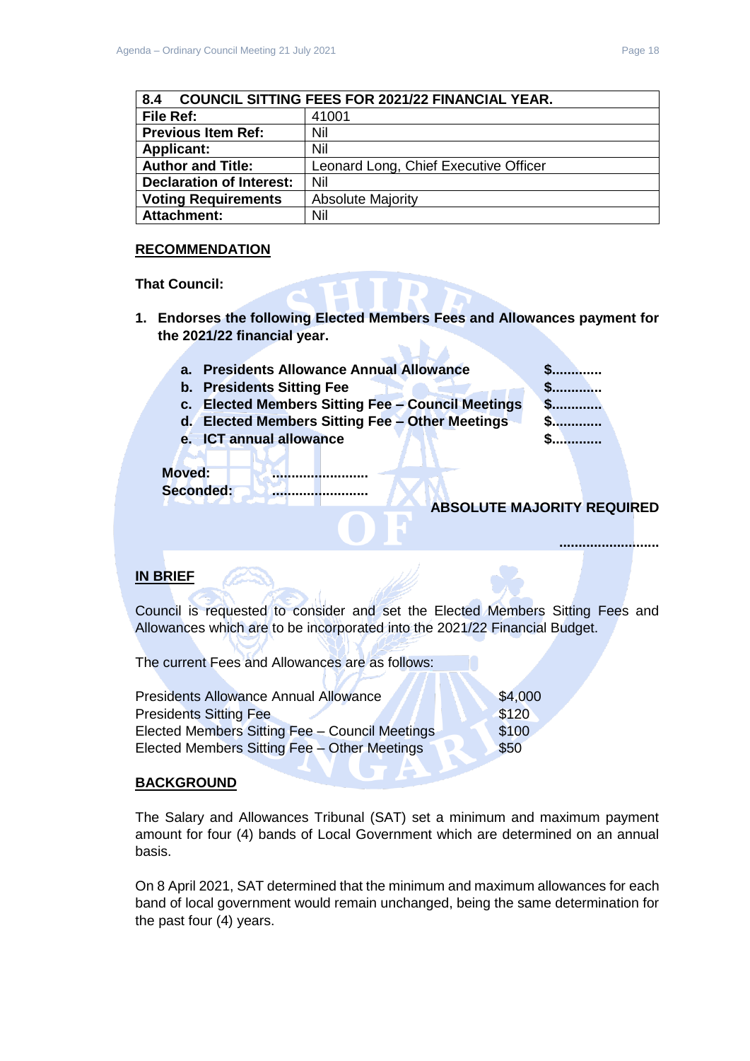| 8.4 COUNCIL SITTING FEES FOR 2021/22 FINANCIAL YEAR. | |
|---|---|
| **File Ref:** | 41001 |
| **Previous Item Ref:** | Nil |
| **Applicant:** | Nil |
| **Author and Title:** | Leonard Long, Chief Executive Officer |
| **Declaration of Interest:** | Nil |
| **Voting Requirements** | Absolute Majority |
| **Attachment:** | Nil |

**RECOMMENDATION**

**That Council:**

1. **Endorses the following Elected Members Fees and Allowances payment for the 2021/22 financial year.**

   a. **Presidents Allowance Annual Allowance** **$............**
   b. **Presidents Sitting Fee** **$............**
   c. **Elected Members Sitting Fee – Council Meetings** **$............**
   d. **Elected Members Sitting Fee – Other Meetings** **$............**
   e. **ICT annual allowance** **$............**

**Moved:** ........................
**Seconded:** ........................

**ABSOLUTE MAJORITY REQUIRED**

..........................

**IN BRIEF**

Council is requested to consider and set the Elected Members Sitting Fees and Allowances which are to be incorporated into the 2021/22 Financial Budget.

The current Fees and Allowances are as follows:

| | |
|---|---|
| Presidents Allowance Annual Allowance | $4,000 |
| Presidents Sitting Fee | $120 |
| Elected Members Sitting Fee – Council Meetings | $100 |
| Elected Members Sitting Fee – Other Meetings | $50 |

**BACKGROUND**

The Salary and Allowances Tribunal (SAT) set a minimum and maximum payment amount for four (4) bands of Local Government which are determined on an annual basis.

On 8 April 2021, SAT determined that the minimum and maximum allowances for each band of local government would remain unchanged, being the same determination for the past four (4) years.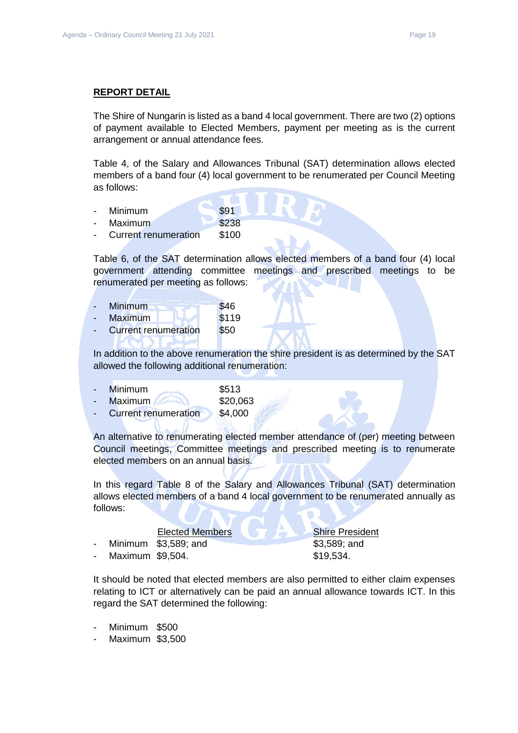## REPORT DETAIL

The Shire of Nungarin is listed as a band 4 local government. There are two (2) options of payment available to Elected Members, payment per meeting as is the current arrangement or annual attendance fees.

Table 4, of the Salary and Allowances Tribunal (SAT) determination allows elected members of a band four (4) local government to be renumerated per Council Meeting as follows:

- Minimum $91
- Maximum $238
- Current renumeration $100

Table 6, of the SAT determination allows elected members of a band four (4) local government attending committee meetings and prescribed meetings to be renumerated per meeting as follows:

- Minimum $46
- Maximum $119
- Current renumeration $50

In addition to the above renumeration the shire president is as determined by the SAT allowed the following additional renumeration:

- Minimum $513
- Maximum $20,063
- Current renumeration $4,000

An alternative to renumerating elected member attendance of (per) meeting between Council meetings, Committee meetings and prescribed meeting is to renumerate elected members on an annual basis.

In this regard Table 8 of the Salary and Allowances Tribunal (SAT) determination allows elected members of a band 4 local government to be renumerated annually as follows:

| | Elected Members | Shire President |
|---|---|---|
| - Minimum | $3,589; and | $3,589; and |
| - Maximum | $9,504. | $19,534. |

It should be noted that elected members are also permitted to either claim expenses relating to ICT or alternatively can be paid an annual allowance towards ICT. In this regard the SAT determined the following:

- Minimum $500
- Maximum $3,500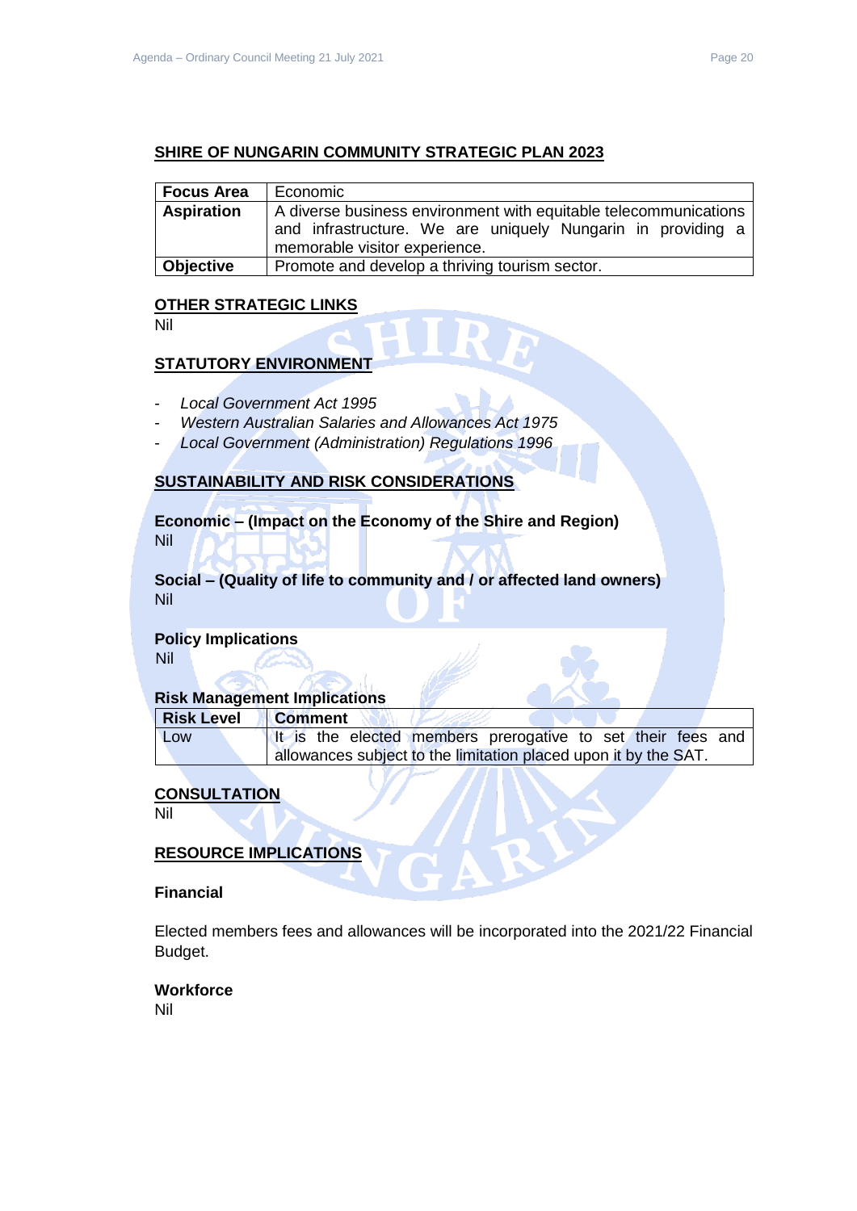## SHIRE OF NUNGARIN COMMUNITY STRATEGIC PLAN 2023

| **Focus Area** | Economic |
|---|---|
| **Aspiration** | A diverse business environment with equitable telecommunications and infrastructure. We are uniquely Nungarin in providing a memorable visitor experience. |
| **Objective** | Promote and develop a thriving tourism sector. |

## OTHER STRATEGIC LINKS

Nil

## STATUTORY ENVIRONMENT

- *Local Government Act 1995*
- *Western Australian Salaries and Allowances Act 1975*
- *Local Government (Administration) Regulations 1996*

## SUSTAINABILITY AND RISK CONSIDERATIONS

**Economic – (Impact on the Economy of the Shire and Region)**
Nil

**Social – (Quality of life to community and / or affected land owners)**
Nil

**Policy Implications**
Nil

**Risk Management Implications**

| **Risk Level** | **Comment** |
|---|---|
| Low | It is the elected members prerogative to set their fees and allowances subject to the limitation placed upon it by the SAT. |

## CONSULTATION

Nil

## RESOURCE IMPLICATIONS

**Financial**

Elected members fees and allowances will be incorporated into the 2021/22 Financial Budget.

**Workforce**
Nil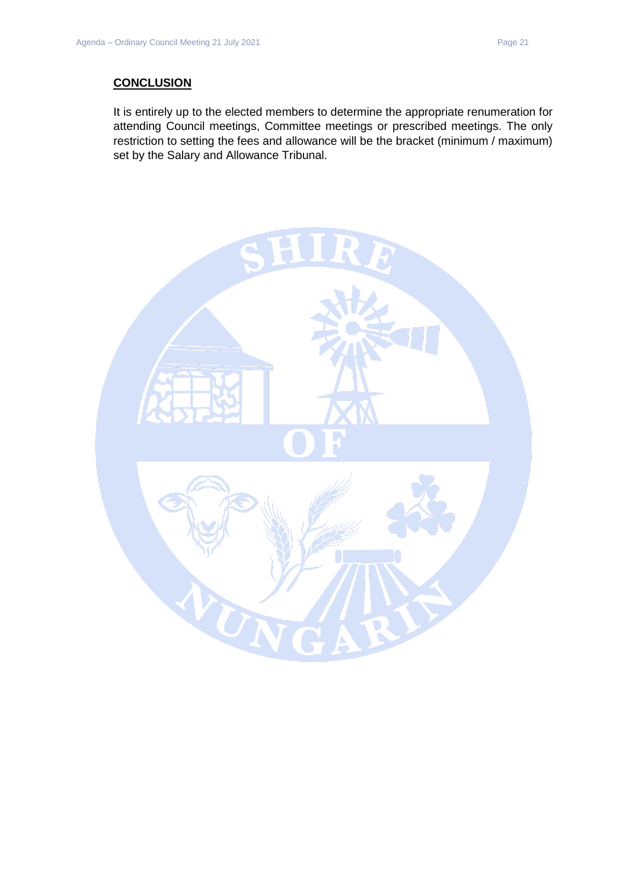## CONCLUSION

It is entirely up to the elected members to determine the appropriate renumeration for attending Council meetings, Committee meetings or prescribed meetings. The only restriction to setting the fees and allowance will be the bracket (minimum / maximum) set by the Salary and Allowance Tribunal.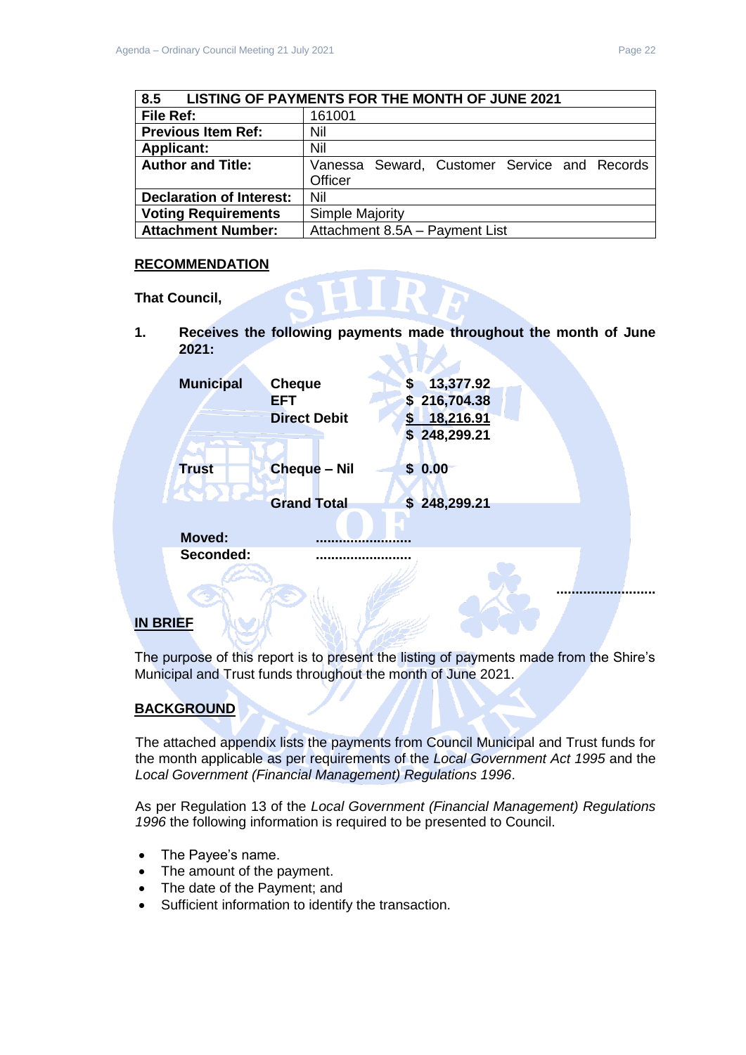| 8.5 LISTING OF PAYMENTS FOR THE MONTH OF JUNE 2021 | |
|---|---|
| **File Ref:** | 161001 |
| **Previous Item Ref:** | Nil |
| **Applicant:** | Nil |
| **Author and Title:** | Vanessa Seward, Customer Service and Records Officer |
| **Declaration of Interest:** | Nil |
| **Voting Requirements** | Simple Majority |
| **Attachment Number:** | Attachment 8.5A – Payment List |

**RECOMMENDATION**

**That Council,**

1. **Receives the following payments made throughout the month of June 2021:**

| | | |
|---|---|---|
| **Municipal** | **Cheque** | **$ 13,377.92** |
| | **EFT** | **$ 216,704.38** |
| | **Direct Debit** | **$ 18,216.91** |
| | | **$ 248,299.21** |
| **Trust** | **Cheque – Nil** | **$ 0.00** |
| | **Grand Total** | **$ 248,299.21** |

**Moved:** .........................
**Seconded:** .........................

.........................

**IN BRIEF**

The purpose of this report is to present the listing of payments made from the Shire's Municipal and Trust funds throughout the month of June 2021.

**BACKGROUND**

The attached appendix lists the payments from Council Municipal and Trust funds for the month applicable as per requirements of the *Local Government Act 1995* and the *Local Government (Financial Management) Regulations 1996*.

As per Regulation 13 of the *Local Government (Financial Management) Regulations 1996* the following information is required to be presented to Council.

- The Payee's name.
- The amount of the payment.
- The date of the Payment; and
- Sufficient information to identify the transaction.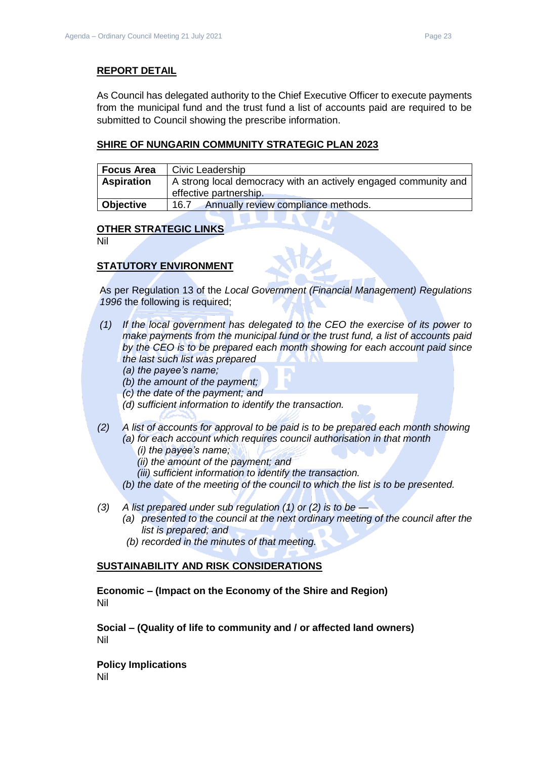## REPORT DETAIL

As Council has delegated authority to the Chief Executive Officer to execute payments from the municipal fund and the trust fund a list of accounts paid are required to be submitted to Council showing the prescribe information.

## SHIRE OF NUNGARIN COMMUNITY STRATEGIC PLAN 2023

| **Focus Area** | Civic Leadership |
|---|---|
| **Aspiration** | A strong local democracy with an actively engaged community and effective partnership. |
| **Objective** | 16.7 Annually review compliance methods. |

## OTHER STRATEGIC LINKS

Nil

## STATUTORY ENVIRONMENT

As per Regulation 13 of the *Local Government (Financial Management) Regulations 1996* the following is required;

*(1) If the local government has delegated to the CEO the exercise of its power to make payments from the municipal fund or the trust fund, a list of accounts paid by the CEO is to be prepared each month showing for each account paid since the last such list was prepared*
*(a) the payee's name;*
*(b) the amount of the payment;*
*(c) the date of the payment; and*
*(d) sufficient information to identify the transaction.*

*(2) A list of accounts for approval to be paid is to be prepared each month showing*
*(a) for each account which requires council authorisation in that month*
*(i) the payee's name;*
*(ii) the amount of the payment; and*
*(iii) sufficient information to identify the transaction.*
*(b) the date of the meeting of the council to which the list is to be presented.*

*(3) A list prepared under sub regulation (1) or (2) is to be —*
*(a) presented to the council at the next ordinary meeting of the council after the list is prepared; and*
*(b) recorded in the minutes of that meeting.*

## SUSTAINABILITY AND RISK CONSIDERATIONS

**Economic – (Impact on the Economy of the Shire and Region)**
Nil

**Social – (Quality of life to community and / or affected land owners)**
Nil

**Policy Implications**
Nil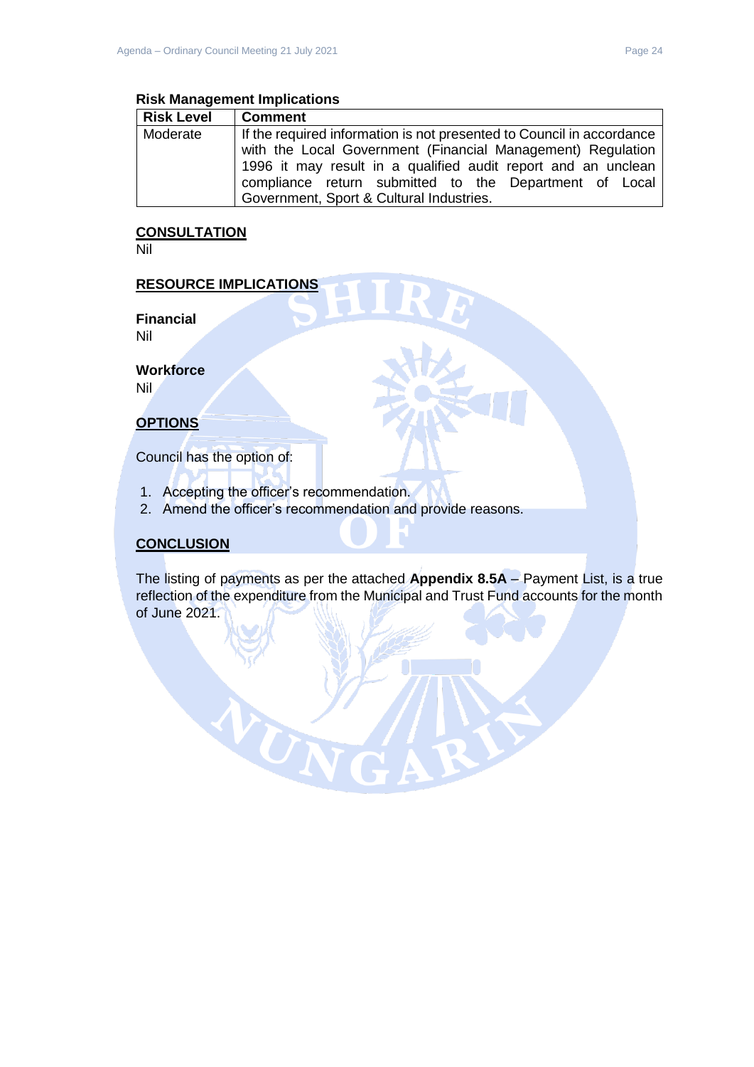### Risk Management Implications

| Risk Level | Comment |
|---|---|
| Moderate | If the required information is not presented to Council in accordance with the Local Government (Financial Management) Regulation 1996 it may result in a qualified audit report and an unclean compliance return submitted to the Department of Local Government, Sport & Cultural Industries. |

## CONSULTATION

Nil

## RESOURCE IMPLICATIONS

**Financial**

Nil

**Workforce**

Nil

## OPTIONS

Council has the option of:

1. Accepting the officer's recommendation.
2. Amend the officer's recommendation and provide reasons.

## CONCLUSION

The listing of payments as per the attached **Appendix 8.5A** – Payment List, is a true reflection of the expenditure from the Municipal and Trust Fund accounts for the month of June 2021.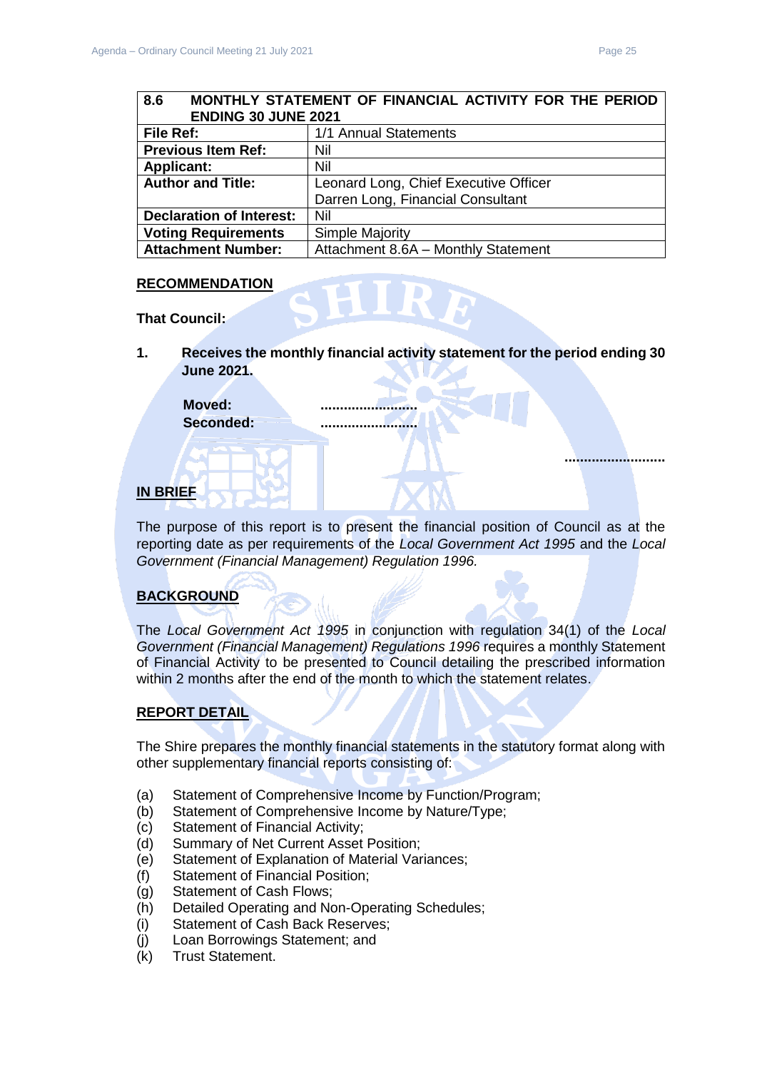| 8.6 MONTHLY STATEMENT OF FINANCIAL ACTIVITY FOR THE PERIOD ENDING 30 JUNE 2021 | |
|---|---|
| **File Ref:** | 1/1 Annual Statements |
| **Previous Item Ref:** | Nil |
| **Applicant:** | Nil |
| **Author and Title:** | Leonard Long, Chief Executive Officer<br>Darren Long, Financial Consultant |
| **Declaration of Interest:** | Nil |
| **Voting Requirements** | Simple Majority |
| **Attachment Number:** | Attachment 8.6A – Monthly Statement |

**RECOMMENDATION**

**That Council:**

**1. Receives the monthly financial activity statement for the period ending 30 June 2021.**

**Moved:** ........................
**Seconded:** ........................

........................

**IN BRIEF**

The purpose of this report is to present the financial position of Council as at the reporting date as per requirements of the *Local Government Act 1995* and the *Local Government (Financial Management) Regulation 1996.*

**BACKGROUND**

The *Local Government Act 1995* in conjunction with regulation 34(1) of the *Local Government (Financial Management) Regulations 1996* requires a monthly Statement of Financial Activity to be presented to Council detailing the prescribed information within 2 months after the end of the month to which the statement relates.

**REPORT DETAIL**

The Shire prepares the monthly financial statements in the statutory format along with other supplementary financial reports consisting of:

(a) Statement of Comprehensive Income by Function/Program;
(b) Statement of Comprehensive Income by Nature/Type;
(c) Statement of Financial Activity;
(d) Summary of Net Current Asset Position;
(e) Statement of Explanation of Material Variances;
(f) Statement of Financial Position;
(g) Statement of Cash Flows;
(h) Detailed Operating and Non-Operating Schedules;
(i) Statement of Cash Back Reserves;
(j) Loan Borrowings Statement; and
(k) Trust Statement.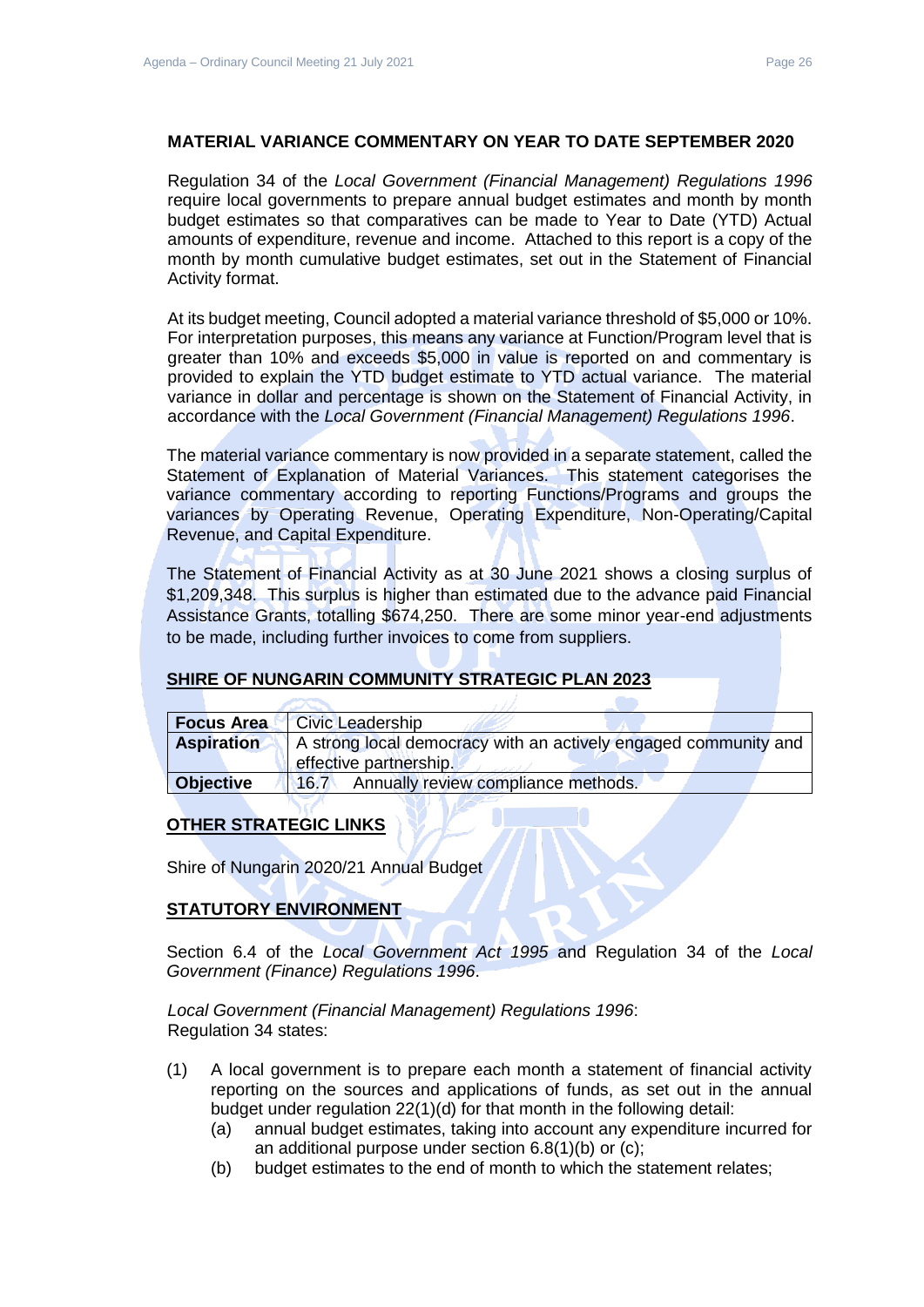## MATERIAL VARIANCE COMMENTARY ON YEAR TO DATE SEPTEMBER 2020

Regulation 34 of the *Local Government (Financial Management) Regulations 1996* require local governments to prepare annual budget estimates and month by month budget estimates so that comparatives can be made to Year to Date (YTD) Actual amounts of expenditure, revenue and income. Attached to this report is a copy of the month by month cumulative budget estimates, set out in the Statement of Financial Activity format.

At its budget meeting, Council adopted a material variance threshold of $5,000 or 10%. For interpretation purposes, this means any variance at Function/Program level that is greater than 10% and exceeds $5,000 in value is reported on and commentary is provided to explain the YTD budget estimate to YTD actual variance. The material variance in dollar and percentage is shown on the Statement of Financial Activity, in accordance with the *Local Government (Financial Management) Regulations 1996*.

The material variance commentary is now provided in a separate statement, called the Statement of Explanation of Material Variances. This statement categorises the variance commentary according to reporting Functions/Programs and groups the variances by Operating Revenue, Operating Expenditure, Non-Operating/Capital Revenue, and Capital Expenditure.

The Statement of Financial Activity as at 30 June 2021 shows a closing surplus of $1,209,348. This surplus is higher than estimated due to the advance paid Financial Assistance Grants, totalling $674,250. There are some minor year-end adjustments to be made, including further invoices to come from suppliers.

## SHIRE OF NUNGARIN COMMUNITY STRATEGIC PLAN 2023

| | |
|---|---|
| **Focus Area** | Civic Leadership |
| **Aspiration** | A strong local democracy with an actively engaged community and effective partnership. |
| **Objective** | 16.7 Annually review compliance methods. |

## OTHER STRATEGIC LINKS

Shire of Nungarin 2020/21 Annual Budget

## STATUTORY ENVIRONMENT

Section 6.4 of the *Local Government Act 1995* and Regulation 34 of the *Local Government (Finance) Regulations 1996*.

*Local Government (Financial Management) Regulations 1996*:
Regulation 34 states:

(1) A local government is to prepare each month a statement of financial activity reporting on the sources and applications of funds, as set out in the annual budget under regulation 22(1)(d) for that month in the following detail:
   (a) annual budget estimates, taking into account any expenditure incurred for an additional purpose under section 6.8(1)(b) or (c);
   (b) budget estimates to the end of month to which the statement relates;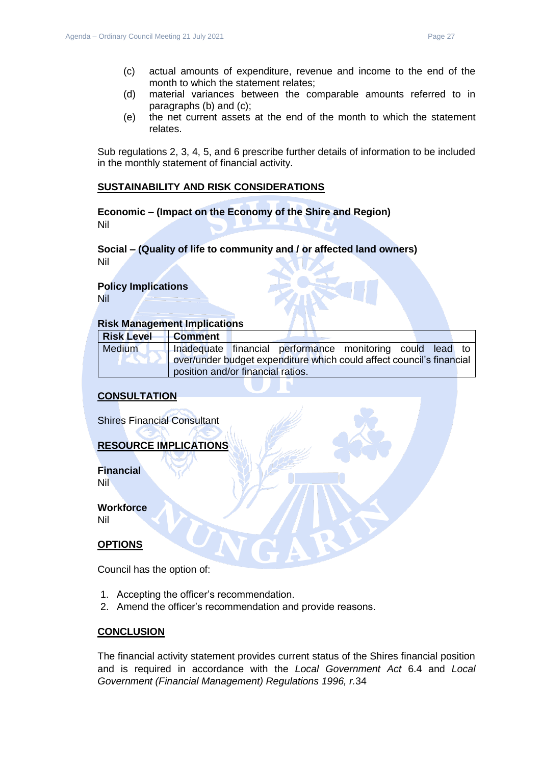(c) actual amounts of expenditure, revenue and income to the end of the month to which the statement relates;

(d) material variances between the comparable amounts referred to in paragraphs (b) and (c);

(e) the net current assets at the end of the month to which the statement relates.

Sub regulations 2, 3, 4, 5, and 6 prescribe further details of information to be included in the monthly statement of financial activity.

## SUSTAINABILITY AND RISK CONSIDERATIONS

**Economic – (Impact on the Economy of the Shire and Region)**
Nil

**Social – (Quality of life to community and / or affected land owners)**
Nil

**Policy Implications**
Nil

**Risk Management Implications**

| Risk Level | Comment |
|---|---|
| Medium | Inadequate financial performance monitoring could lead to over/under budget expenditure which could affect council's financial position and/or financial ratios. |

## CONSULTATION

Shires Financial Consultant

## RESOURCE IMPLICATIONS

**Financial**
Nil

**Workforce**
Nil

## OPTIONS

Council has the option of:

1. Accepting the officer's recommendation.
2. Amend the officer's recommendation and provide reasons.

## CONCLUSION

The financial activity statement provides current status of the Shires financial position and is required in accordance with the *Local Government Act* 6.4 and *Local Government (Financial Management) Regulations 1996, r.*34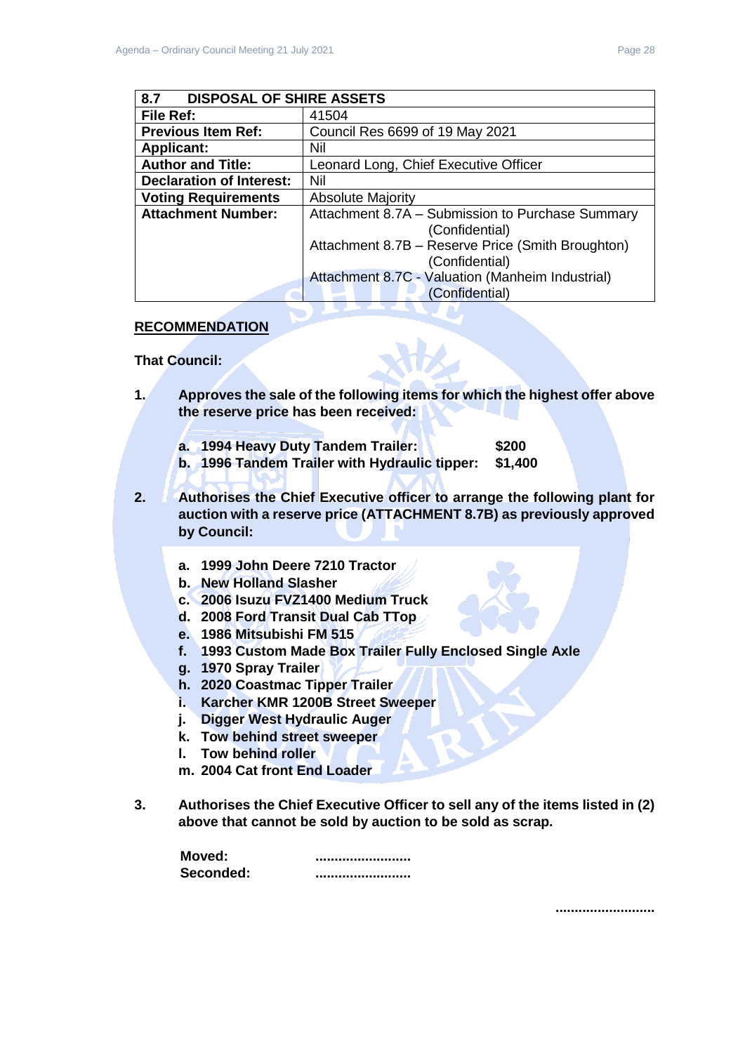| 8.7 DISPOSAL OF SHIRE ASSETS | |
|---|---|
| **File Ref:** | 41504 |
| **Previous Item Ref:** | Council Res 6699 of 19 May 2021 |
| **Applicant:** | Nil |
| **Author and Title:** | Leonard Long, Chief Executive Officer |
| **Declaration of Interest:** | Nil |
| **Voting Requirements** | Absolute Majority |
| **Attachment Number:** | Attachment 8.7A – Submission to Purchase Summary (Confidential)<br>Attachment 8.7B – Reserve Price (Smith Broughton) (Confidential)<br>Attachment 8.7C - Valuation (Manheim Industrial) (Confidential) |

**RECOMMENDATION**

**That Council:**

**1. Approves the sale of the following items for which the highest offer above the reserve price has been received:**

**a. 1994 Heavy Duty Tandem Trailer: $200**
**b. 1996 Tandem Trailer with Hydraulic tipper: $1,400**

**2. Authorises the Chief Executive officer to arrange the following plant for auction with a reserve price (ATTACHMENT 8.7B) as previously approved by Council:**

**a. 1999 John Deere 7210 Tractor**
**b. New Holland Slasher**
**c. 2006 Isuzu FVZ1400 Medium Truck**
**d. 2008 Ford Transit Dual Cab TTop**
**e. 1986 Mitsubishi FM 515**
**f. 1993 Custom Made Box Trailer Fully Enclosed Single Axle**
**g. 1970 Spray Trailer**
**h. 2020 Coastmac Tipper Trailer**
**i. Karcher KMR 1200B Street Sweeper**
**j. Digger West Hydraulic Auger**
**k. Tow behind street sweeper**
**l. Tow behind roller**
**m. 2004 Cat front End Loader**

**3. Authorises the Chief Executive Officer to sell any of the items listed in (2) above that cannot be sold by auction to be sold as scrap.**

**Moved:** .........................
**Seconded:** .........................

..........................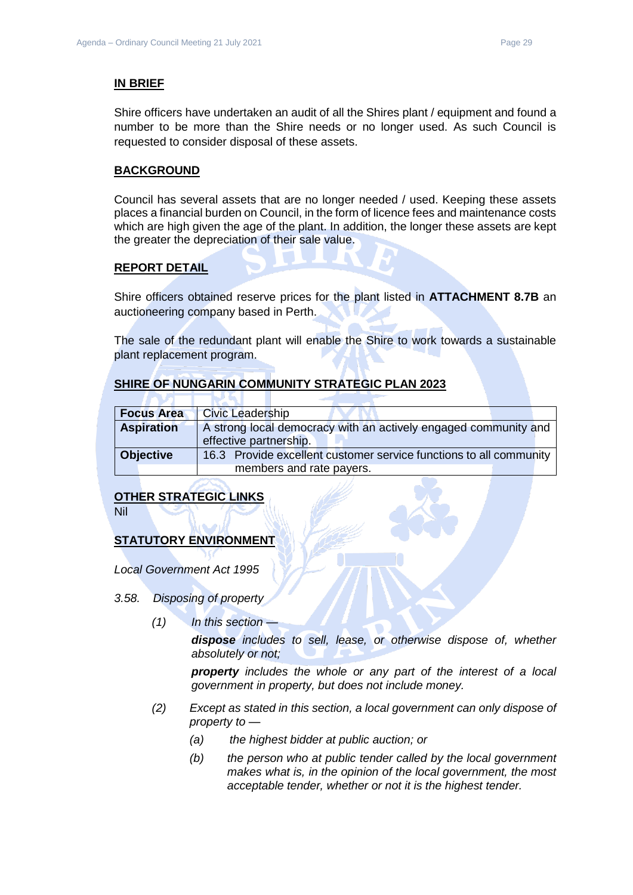## IN BRIEF

Shire officers have undertaken an audit of all the Shires plant / equipment and found a number to be more than the Shire needs or no longer used. As such Council is requested to consider disposal of these assets.

## BACKGROUND

Council has several assets that are no longer needed / used. Keeping these assets places a financial burden on Council, in the form of licence fees and maintenance costs which are high given the age of the plant. In addition, the longer these assets are kept the greater the depreciation of their sale value.

## REPORT DETAIL

Shire officers obtained reserve prices for the plant listed in **ATTACHMENT 8.7B** an auctioneering company based in Perth.

The sale of the redundant plant will enable the Shire to work towards a sustainable plant replacement program.

## SHIRE OF NUNGARIN COMMUNITY STRATEGIC PLAN 2023

| **Focus Area** | Civic Leadership |
|---|---|
| **Aspiration** | A strong local democracy with an actively engaged community and effective partnership. |
| **Objective** | 16.3 Provide excellent customer service functions to all community members and rate payers. |

## OTHER STRATEGIC LINKS

Nil

## STATUTORY ENVIRONMENT

*Local Government Act 1995*

*3.58. Disposing of property*

*(1) In this section —*

*__dispose__ includes to sell, lease, or otherwise dispose of, whether absolutely or not;*

*__property__ includes the whole or any part of the interest of a local government in property, but does not include money.*

*(2) Except as stated in this section, a local government can only dispose of property to —*

*(a) the highest bidder at public auction; or*

*(b) the person who at public tender called by the local government makes what is, in the opinion of the local government, the most acceptable tender, whether or not it is the highest tender.*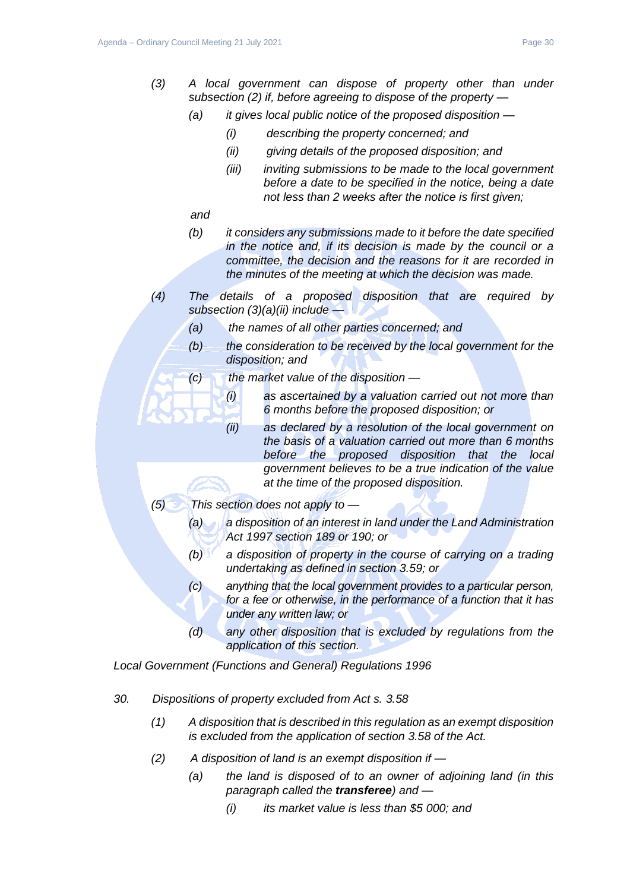*(3) A local government can dispose of property other than under subsection (2) if, before agreeing to dispose of the property —*

*(a) it gives local public notice of the proposed disposition —*

*(i) describing the property concerned; and*

*(ii) giving details of the proposed disposition; and*

*(iii) inviting submissions to be made to the local government before a date to be specified in the notice, being a date not less than 2 weeks after the notice is first given;*

*and*

*(b) it considers any submissions made to it before the date specified in the notice and, if its decision is made by the council or a committee, the decision and the reasons for it are recorded in the minutes of the meeting at which the decision was made.*

*(4) The details of a proposed disposition that are required by subsection (3)(a)(ii) include —*

*(a) the names of all other parties concerned; and*

*(b) the consideration to be received by the local government for the disposition; and*

*(c) the market value of the disposition —*

*(i) as ascertained by a valuation carried out not more than 6 months before the proposed disposition; or*

*(ii) as declared by a resolution of the local government on the basis of a valuation carried out more than 6 months before the proposed disposition that the local government believes to be a true indication of the value at the time of the proposed disposition.*

*(5) This section does not apply to —*

*(a) a disposition of an interest in land under the Land Administration Act 1997 section 189 or 190; or*

*(b) a disposition of property in the course of carrying on a trading undertaking as defined in section 3.59; or*

*(c) anything that the local government provides to a particular person, for a fee or otherwise, in the performance of a function that it has under any written law; or*

*(d) any other disposition that is excluded by regulations from the application of this section.*

*Local Government (Functions and General) Regulations 1996*

*30. Dispositions of property excluded from Act s. 3.58*

*(1) A disposition that is described in this regulation as an exempt disposition is excluded from the application of section 3.58 of the Act.*

*(2) A disposition of land is an exempt disposition if —*

*(a) the land is disposed of to an owner of adjoining land (in this paragraph called the* ***transferee****) and —*

*(i) its market value is less than $5 000; and*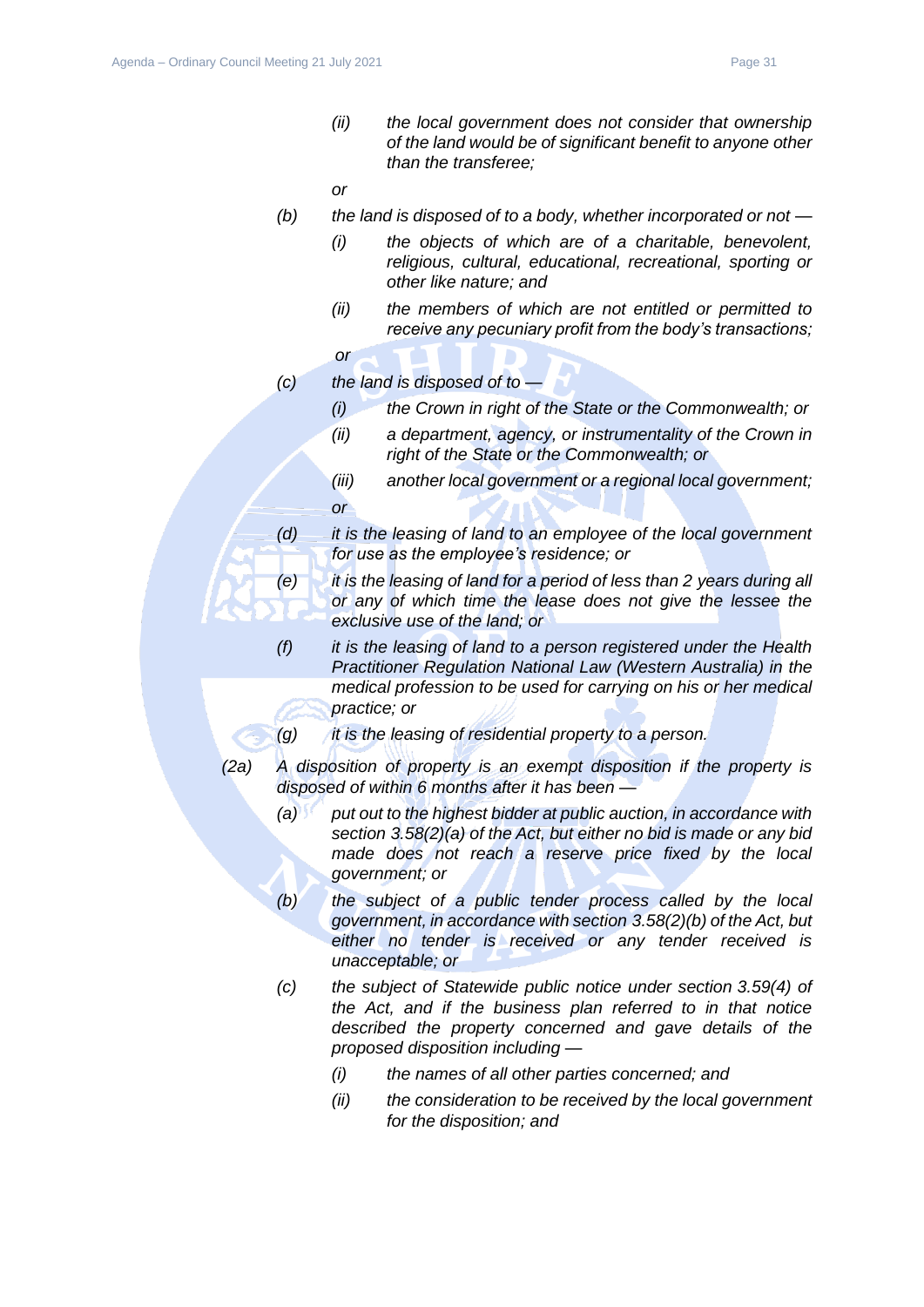*(ii) the local government does not consider that ownership of the land would be of significant benefit to anyone other than the transferee;*

*or*

*(b) the land is disposed of to a body, whether incorporated or not —*

*(i) the objects of which are of a charitable, benevolent, religious, cultural, educational, recreational, sporting or other like nature; and*

*(ii) the members of which are not entitled or permitted to receive any pecuniary profit from the body's transactions;*

*or*

*(c) the land is disposed of to —*

*(i) the Crown in right of the State or the Commonwealth; or*

*(ii) a department, agency, or instrumentality of the Crown in right of the State or the Commonwealth; or*

*(iii) another local government or a regional local government;*

*or*

*(d) it is the leasing of land to an employee of the local government for use as the employee's residence; or*

*(e) it is the leasing of land for a period of less than 2 years during all or any of which time the lease does not give the lessee the exclusive use of the land; or*

*(f) it is the leasing of land to a person registered under the Health Practitioner Regulation National Law (Western Australia) in the medical profession to be used for carrying on his or her medical practice; or*

*(g) it is the leasing of residential property to a person.*

*(2a) A disposition of property is an exempt disposition if the property is disposed of within 6 months after it has been —*

*(a) put out to the highest bidder at public auction, in accordance with section 3.58(2)(a) of the Act, but either no bid is made or any bid made does not reach a reserve price fixed by the local government; or*

*(b) the subject of a public tender process called by the local government, in accordance with section 3.58(2)(b) of the Act, but either no tender is received or any tender received is unacceptable; or*

*(c) the subject of Statewide public notice under section 3.59(4) of the Act, and if the business plan referred to in that notice described the property concerned and gave details of the proposed disposition including —*

*(i) the names of all other parties concerned; and*

*(ii) the consideration to be received by the local government for the disposition; and*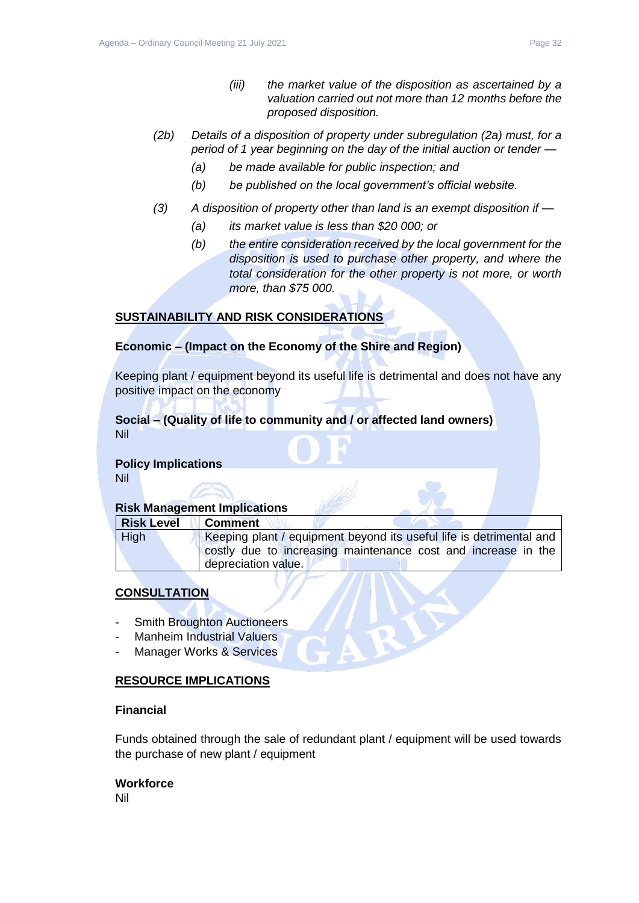*(iii) the market value of the disposition as ascertained by a valuation carried out not more than 12 months before the proposed disposition.*

*(2b) Details of a disposition of property under subregulation (2a) must, for a period of 1 year beginning on the day of the initial auction or tender —*

*(a) be made available for public inspection; and*

*(b) be published on the local government's official website.*

*(3) A disposition of property other than land is an exempt disposition if —*

*(a) its market value is less than $20 000; or*

*(b) the entire consideration received by the local government for the disposition is used to purchase other property, and where the total consideration for the other property is not more, or worth more, than $75 000.*

## SUSTAINABILITY AND RISK CONSIDERATIONS

**Economic – (Impact on the Economy of the Shire and Region)**

Keeping plant / equipment beyond its useful life is detrimental and does not have any positive impact on the economy

**Social – (Quality of life to community and / or affected land owners)**
Nil

**Policy Implications**
Nil

**Risk Management Implications**

| Risk Level | Comment |
|---|---|
| High | Keeping plant / equipment beyond its useful life is detrimental and costly due to increasing maintenance cost and increase in the depreciation value. |

## CONSULTATION

- Smith Broughton Auctioneers
- Manheim Industrial Valuers
- Manager Works & Services

## RESOURCE IMPLICATIONS

**Financial**

Funds obtained through the sale of redundant plant / equipment will be used towards the purchase of new plant / equipment

**Workforce**
Nil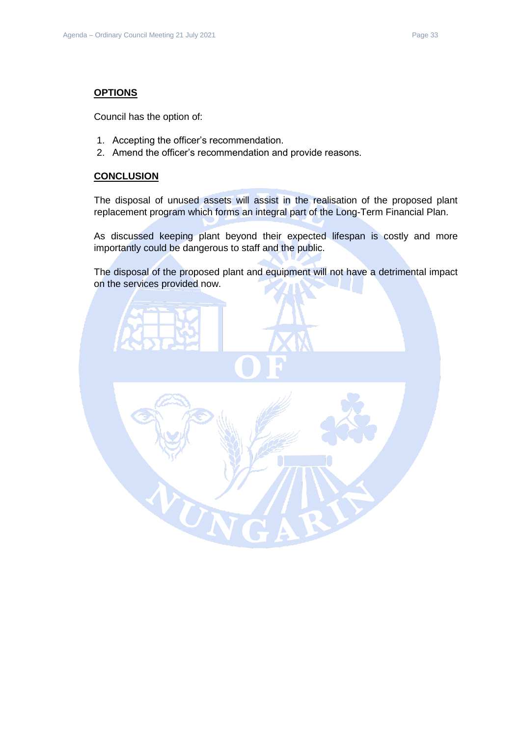**OPTIONS**

Council has the option of:

1. Accepting the officer's recommendation.
2. Amend the officer's recommendation and provide reasons.

**CONCLUSION**

The disposal of unused assets will assist in the realisation of the proposed plant replacement program which forms an integral part of the Long-Term Financial Plan.

As discussed keeping plant beyond their expected lifespan is costly and more importantly could be dangerous to staff and the public.

The disposal of the proposed plant and equipment will not have a detrimental impact on the services provided now.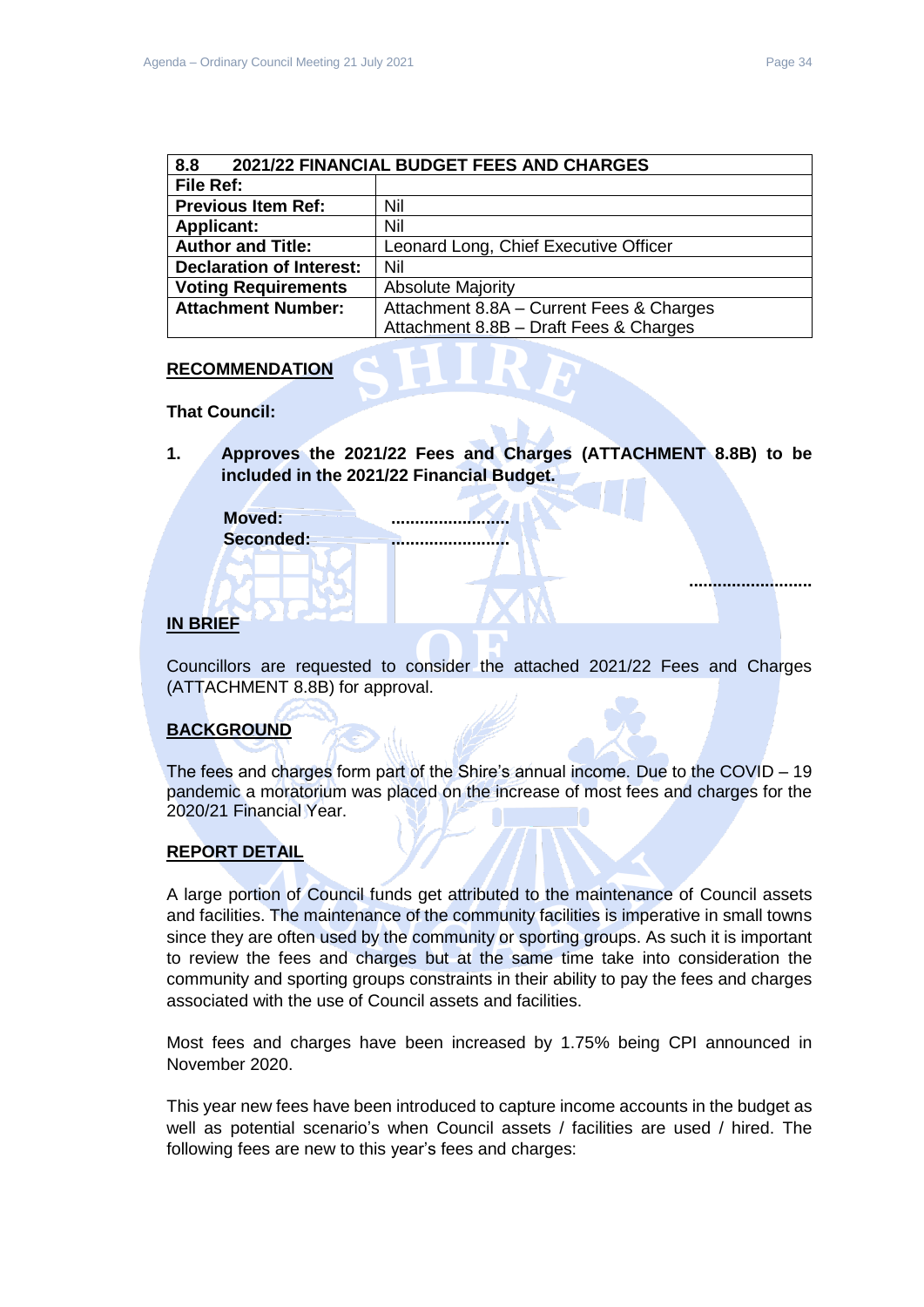| 8.8 2021/22 FINANCIAL BUDGET FEES AND CHARGES | |
|---|---|
| **File Ref:** | |
| **Previous Item Ref:** | Nil |
| **Applicant:** | Nil |
| **Author and Title:** | Leonard Long, Chief Executive Officer |
| **Declaration of Interest:** | Nil |
| **Voting Requirements** | Absolute Majority |
| **Attachment Number:** | Attachment 8.8A – Current Fees & Charges<br>Attachment 8.8B – Draft Fees & Charges |

## RECOMMENDATION

**That Council:**

**1. Approves the 2021/22 Fees and Charges (ATTACHMENT 8.8B) to be included in the 2021/22 Financial Budget.**

**Moved: .........................**
**Seconded: .........................**

**.........................**

## IN BRIEF

Councillors are requested to consider the attached 2021/22 Fees and Charges (ATTACHMENT 8.8B) for approval.

## BACKGROUND

The fees and charges form part of the Shire's annual income. Due to the COVID – 19 pandemic a moratorium was placed on the increase of most fees and charges for the 2020/21 Financial Year.

## REPORT DETAIL

A large portion of Council funds get attributed to the maintenance of Council assets and facilities. The maintenance of the community facilities is imperative in small towns since they are often used by the community or sporting groups. As such it is important to review the fees and charges but at the same time take into consideration the community and sporting groups constraints in their ability to pay the fees and charges associated with the use of Council assets and facilities.

Most fees and charges have been increased by 1.75% being CPI announced in November 2020.

This year new fees have been introduced to capture income accounts in the budget as well as potential scenario's when Council assets / facilities are used / hired. The following fees are new to this year's fees and charges: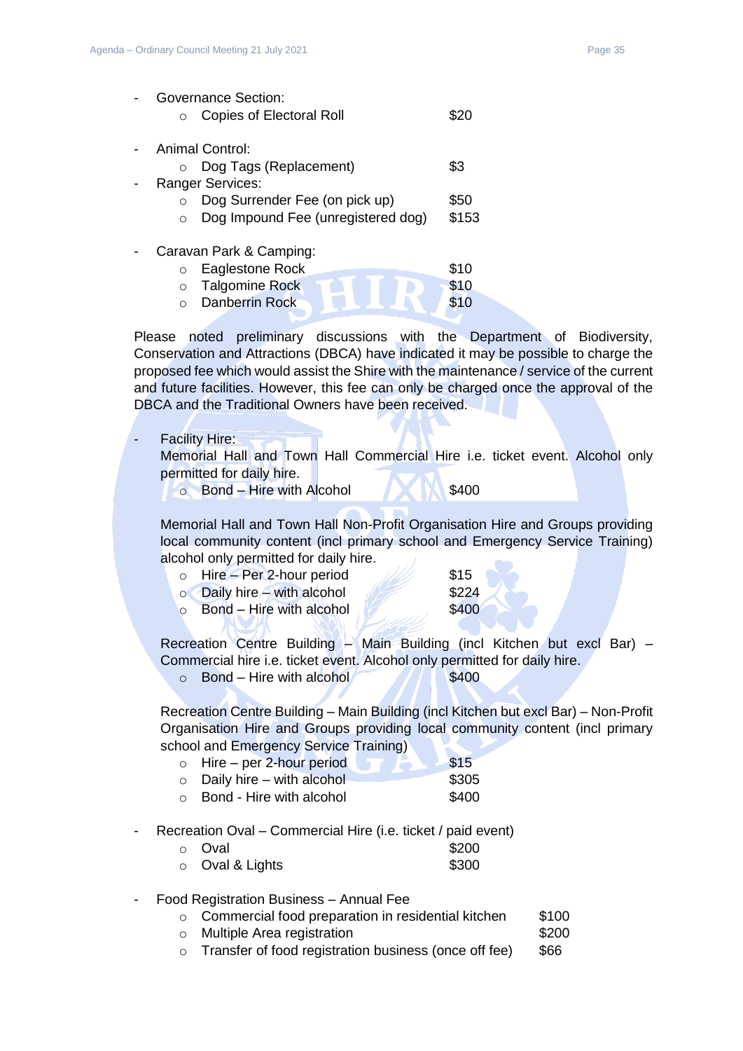- Governance Section:
    - Copies of Electoral Roll $20

- Animal Control:
    - Dog Tags (Replacement) $3
- Ranger Services:
    - Dog Surrender Fee (on pick up) $50
    - Dog Impound Fee (unregistered dog) $153

- Caravan Park & Camping:
    - Eaglestone Rock $10
    - Talgomine Rock $10
    - Danberrin Rock $10

Please noted preliminary discussions with the Department of Biodiversity, Conservation and Attractions (DBCA) have indicated it may be possible to charge the proposed fee which would assist the Shire with the maintenance / service of the current and future facilities. However, this fee can only be charged once the approval of the DBCA and the Traditional Owners have been received.

- Facility Hire:

  Memorial Hall and Town Hall Commercial Hire i.e. ticket event. Alcohol only permitted for daily hire.
    - Bond – Hire with Alcohol $400

  Memorial Hall and Town Hall Non-Profit Organisation Hire and Groups providing local community content (incl primary school and Emergency Service Training) alcohol only permitted for daily hire.
    - Hire – Per 2-hour period $15
    - Daily hire – with alcohol $224
    - Bond – Hire with alcohol $400

  Recreation Centre Building – Main Building (incl Kitchen but excl Bar) – Commercial hire i.e. ticket event. Alcohol only permitted for daily hire.
    - Bond – Hire with alcohol $400

  Recreation Centre Building – Main Building (incl Kitchen but excl Bar) – Non-Profit Organisation Hire and Groups providing local community content (incl primary school and Emergency Service Training)
    - Hire – per 2-hour period $15
    - Daily hire – with alcohol $305
    - Bond - Hire with alcohol $400

- Recreation Oval – Commercial Hire (i.e. ticket / paid event)
    - Oval $200
    - Oval & Lights $300

- Food Registration Business – Annual Fee
    - Commercial food preparation in residential kitchen $100
    - Multiple Area registration $200
    - Transfer of food registration business (once off fee) $66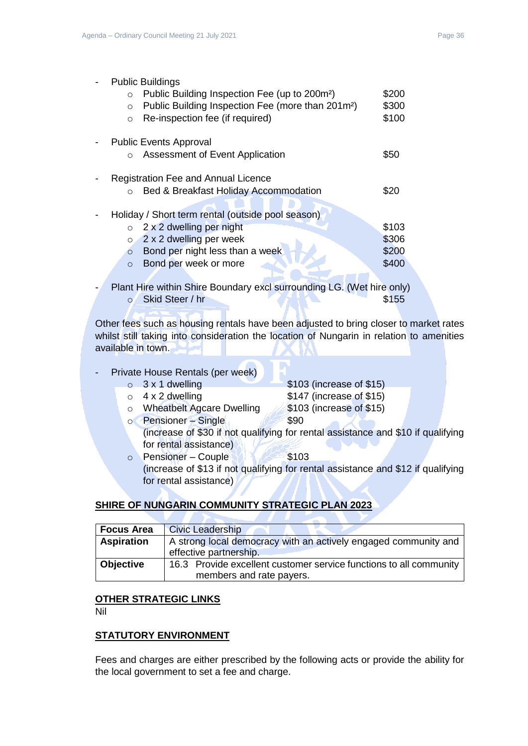- Public Buildings
  - Public Building Inspection Fee (up to 200m²) $200
  - Public Building Inspection Fee (more than 201m²) $300
  - Re-inspection fee (if required) $100

- Public Events Approval
  - Assessment of Event Application $50

- Registration Fee and Annual Licence
  - Bed & Breakfast Holiday Accommodation $20

- Holiday / Short term rental (outside pool season)
  - 2 x 2 dwelling per night $103
  - 2 x 2 dwelling per week $306
  - Bond per night less than a week $200
  - Bond per week or more $400

- Plant Hire within Shire Boundary excl surrounding LG. (Wet hire only)
  - Skid Steer / hr $155

Other fees such as housing rentals have been adjusted to bring closer to market rates whilst still taking into consideration the location of Nungarin in relation to amenities available in town.

- Private House Rentals (per week)
  - 3 x 1 dwelling $103 (increase of $15)
  - 4 x 2 dwelling $147 (increase of $15)
  - Wheatbelt Agcare Dwelling $103 (increase of $15)
  - Pensioner – Single $90
    (increase of $30 if not qualifying for rental assistance and $10 if qualifying for rental assistance)
  - Pensioner – Couple $103
    (increase of $13 if not qualifying for rental assistance and $12 if qualifying for rental assistance)

## SHIRE OF NUNGARIN COMMUNITY STRATEGIC PLAN 2023

| | |
|---|---|
| **Focus Area** | Civic Leadership |
| **Aspiration** | A strong local democracy with an actively engaged community and effective partnership. |
| **Objective** | 16.3 Provide excellent customer service functions to all community members and rate payers. |

## OTHER STRATEGIC LINKS

Nil

## STATUTORY ENVIRONMENT

Fees and charges are either prescribed by the following acts or provide the ability for the local government to set a fee and charge.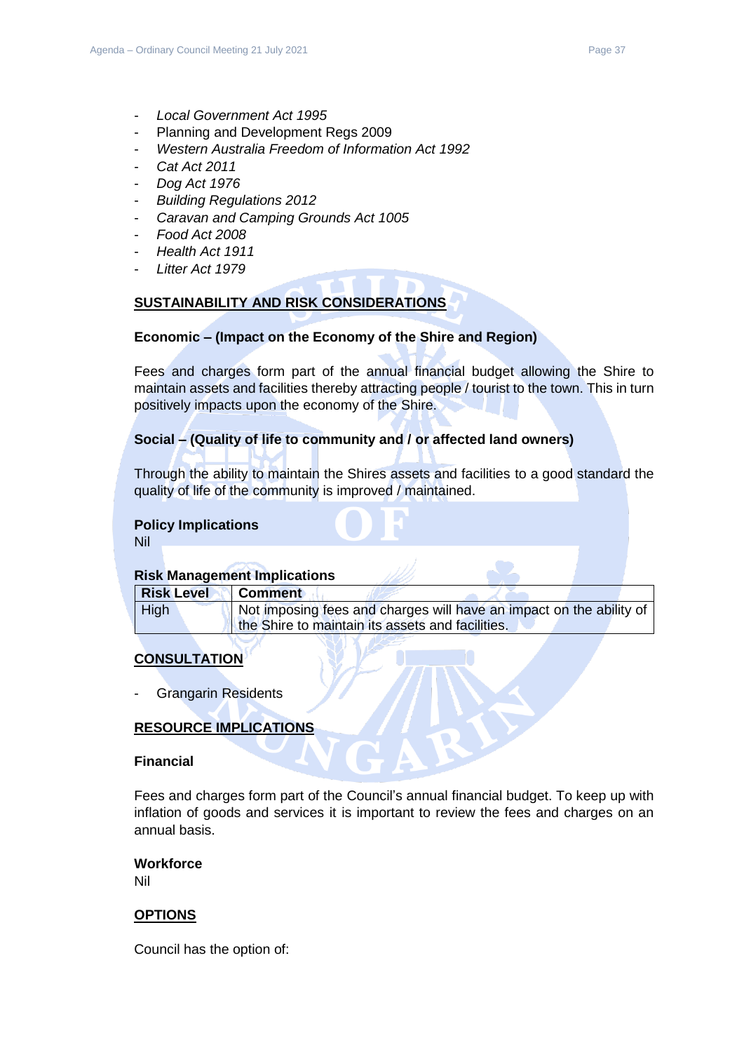- *Local Government Act 1995*
- Planning and Development Regs 2009
- *Western Australia Freedom of Information Act 1992*
- *Cat Act 2011*
- *Dog Act 1976*
- *Building Regulations 2012*
- *Caravan and Camping Grounds Act 1005*
- *Food Act 2008*
- *Health Act 1911*
- *Litter Act 1979*

## SUSTAINABILITY AND RISK CONSIDERATIONS

**Economic – (Impact on the Economy of the Shire and Region)**

Fees and charges form part of the annual financial budget allowing the Shire to maintain assets and facilities thereby attracting people / tourist to the town. This in turn positively impacts upon the economy of the Shire.

**Social – (Quality of life to community and / or affected land owners)**

Through the ability to maintain the Shires assets and facilities to a good standard the quality of life of the community is improved / maintained.

**Policy Implications**

Nil

**Risk Management Implications**

| Risk Level | Comment |
|---|---|
| High | Not imposing fees and charges will have an impact on the ability of the Shire to maintain its assets and facilities. |

## CONSULTATION

- Grangarin Residents

## RESOURCE IMPLICATIONS

**Financial**

Fees and charges form part of the Council's annual financial budget. To keep up with inflation of goods and services it is important to review the fees and charges on an annual basis.

**Workforce**

Nil

## OPTIONS

Council has the option of: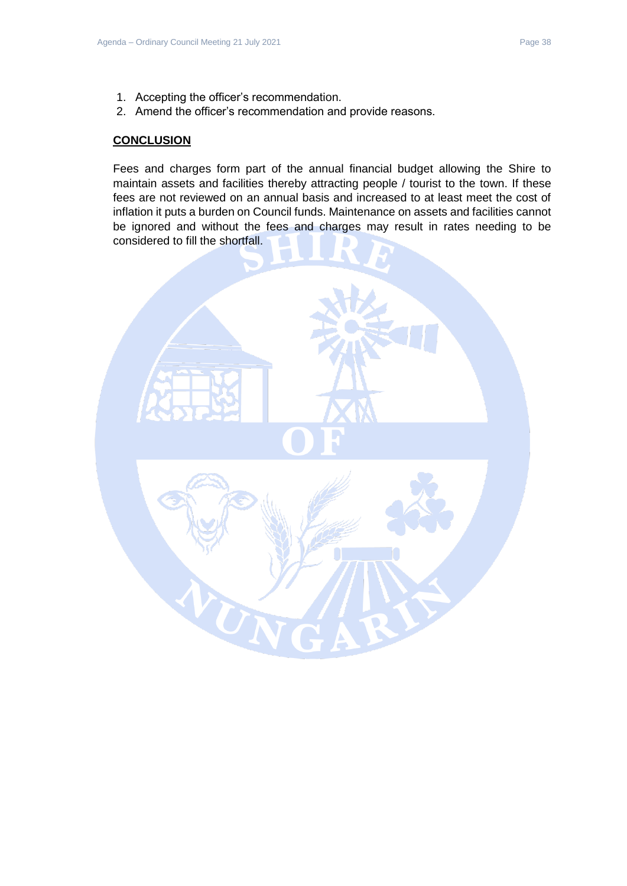1. Accepting the officer's recommendation.
2. Amend the officer's recommendation and provide reasons.

**CONCLUSION**

Fees and charges form part of the annual financial budget allowing the Shire to maintain assets and facilities thereby attracting people / tourist to the town. If these fees are not reviewed on an annual basis and increased to at least meet the cost of inflation it puts a burden on Council funds. Maintenance on assets and facilities cannot be ignored and without the fees and charges may result in rates needing to be considered to fill the shortfall.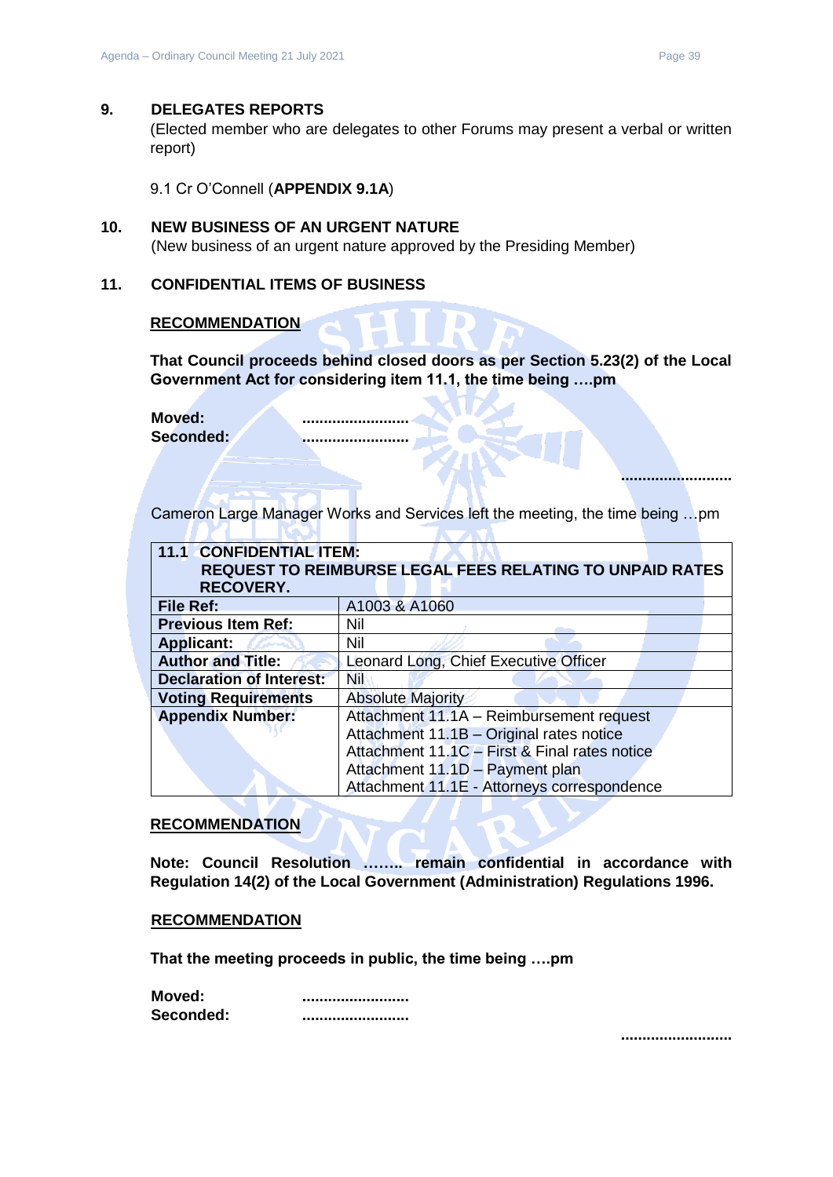## 9. DELEGATES REPORTS

(Elected member who are delegates to other Forums may present a verbal or written report)

9.1 Cr O'Connell (**APPENDIX 9.1A**)

## 10. NEW BUSINESS OF AN URGENT NATURE

(New business of an urgent nature approved by the Presiding Member)

## 11. CONFIDENTIAL ITEMS OF BUSINESS

**<u>RECOMMENDATION</u>**

**That Council proceeds behind closed doors as per Section 5.23(2) of the Local Government Act for considering item 11.1, the time being ….pm**

**Moved:** .........................
**Seconded:** .........................

.........................

Cameron Large Manager Works and Services left the meeting, the time being …pm

| **11.1 CONFIDENTIAL ITEM: REQUEST TO REIMBURSE LEGAL FEES RELATING TO UNPAID RATES RECOVERY.** | |
|---|---|
| **File Ref:** | A1003 & A1060 |
| **Previous Item Ref:** | Nil |
| **Applicant:** | Nil |
| **Author and Title:** | Leonard Long, Chief Executive Officer |
| **Declaration of Interest:** | Nil |
| **Voting Requirements** | Absolute Majority |
| **Appendix Number:** | Attachment 11.1A – Reimbursement request<br>Attachment 11.1B – Original rates notice<br>Attachment 11.1C – First & Final rates notice<br>Attachment 11.1D – Payment plan<br>Attachment 11.1E - Attorneys correspondence |

**<u>RECOMMENDATION</u>**

**Note: Council Resolution …….. remain confidential in accordance with Regulation 14(2) of the Local Government (Administration) Regulations 1996.**

**<u>RECOMMENDATION</u>**

**That the meeting proceeds in public, the time being ….pm**

**Moved:** .........................
**Seconded:** .........................

.........................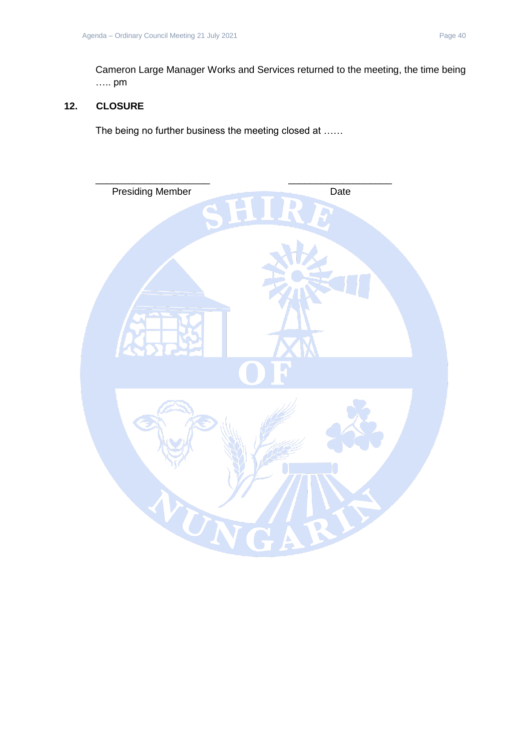Cameron Large Manager Works and Services returned to the meeting, the time being ….. pm

## 12. CLOSURE

The being no further business the meeting closed at ……

\_\_\_\_\_\_\_\_\_\_\_\_\_\_\_\_\_\_\_\_\_\_ \_\_\_\_\_\_\_\_\_\_\_\_\_\_\_\_\_\_\_\_

Presiding Member Date